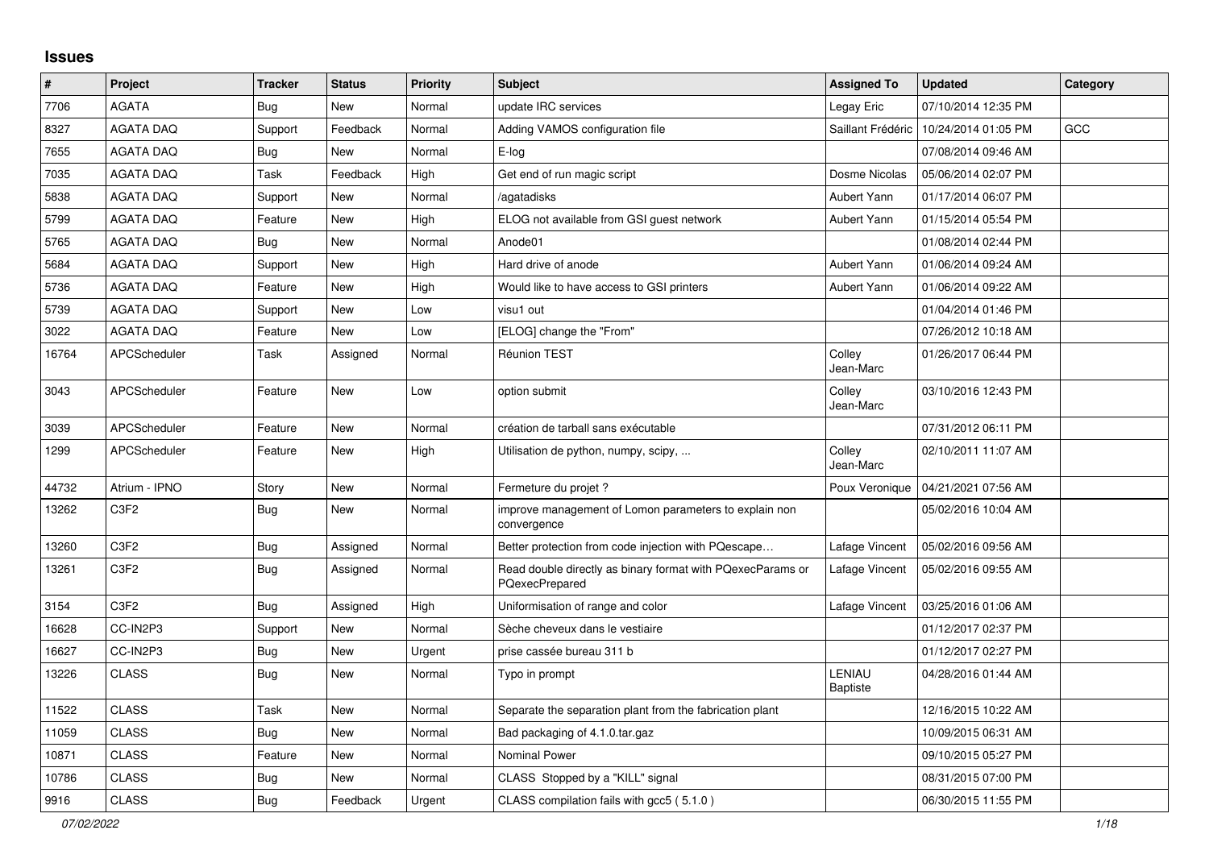## Issues

| # | Project | Tracker | Status | Priority | Subject | Assigned To | Updated | Category |
|---|---|---|---|---|---|---|---|---|
| 7706 | AGATA | Bug | New | Normal | update IRC services | Legay Eric | 07/10/2014 12:35 PM | |
| 8327 | AGATA DAQ | Support | Feedback | Normal | Adding VAMOS configuration file | Saillant Frédéric | 10/24/2014 01:05 PM | GCC |
| 7655 | AGATA DAQ | Bug | New | Normal | E-log | | 07/08/2014 09:46 AM | |
| 7035 | AGATA DAQ | Task | Feedback | High | Get end of run magic script | Dosme Nicolas | 05/06/2014 02:07 PM | |
| 5838 | AGATA DAQ | Support | New | Normal | /agatadisks | Aubert Yann | 01/17/2014 06:07 PM | |
| 5799 | AGATA DAQ | Feature | New | High | ELOG not available from GSI guest network | Aubert Yann | 01/15/2014 05:54 PM | |
| 5765 | AGATA DAQ | Bug | New | Normal | Anode01 | | 01/08/2014 02:44 PM | |
| 5684 | AGATA DAQ | Support | New | High | Hard drive of anode | Aubert Yann | 01/06/2014 09:24 AM | |
| 5736 | AGATA DAQ | Feature | New | High | Would like to have access to GSI printers | Aubert Yann | 01/06/2014 09:22 AM | |
| 5739 | AGATA DAQ | Support | New | Low | visu1 out | | 01/04/2014 01:46 PM | |
| 3022 | AGATA DAQ | Feature | New | Low | [ELOG] change the "From" | | 07/26/2012 10:18 AM | |
| 16764 | APCScheduler | Task | Assigned | Normal | Réunion TEST | Colley Jean-Marc | 01/26/2017 06:44 PM | |
| 3043 | APCScheduler | Feature | New | Low | option submit | Colley Jean-Marc | 03/10/2016 12:43 PM | |
| 3039 | APCScheduler | Feature | New | Normal | création de tarball sans exécutable | | 07/31/2012 06:11 PM | |
| 1299 | APCScheduler | Feature | New | High | Utilisation de python, numpy, scipy, ... | Colley Jean-Marc | 02/10/2011 11:07 AM | |
| 44732 | Atrium - IPNO | Story | New | Normal | Fermeture du projet ? | Poux Veronique | 04/21/2021 07:56 AM | |
| 13262 | C3F2 | Bug | New | Normal | improve management of Lomon parameters to explain non convergence | | 05/02/2016 10:04 AM | |
| 13260 | C3F2 | Bug | Assigned | Normal | Better protection from code injection with PQescape… | Lafage Vincent | 05/02/2016 09:56 AM | |
| 13261 | C3F2 | Bug | Assigned | Normal | Read double directly as binary format with PQexecParams or PQexecPrepared | Lafage Vincent | 05/02/2016 09:55 AM | |
| 3154 | C3F2 | Bug | Assigned | High | Uniformisation of range and color | Lafage Vincent | 03/25/2016 01:06 AM | |
| 16628 | CC-IN2P3 | Support | New | Normal | Sèche cheveux dans le vestiaire | | 01/12/2017 02:37 PM | |
| 16627 | CC-IN2P3 | Bug | New | Urgent | prise cassée bureau 311 b | | 01/12/2017 02:27 PM | |
| 13226 | CLASS | Bug | New | Normal | Typo in prompt | LENIAU Baptiste | 04/28/2016 01:44 AM | |
| 11522 | CLASS | Task | New | Normal | Separate the separation plant from the fabrication plant | | 12/16/2015 10:22 AM | |
| 11059 | CLASS | Bug | New | Normal | Bad packaging of 4.1.0.tar.gaz | | 10/09/2015 06:31 AM | |
| 10871 | CLASS | Feature | New | Normal | Nominal Power | | 09/10/2015 05:27 PM | |
| 10786 | CLASS | Bug | New | Normal | CLASS Stopped by a "KILL" signal | | 08/31/2015 07:00 PM | |
| 9916 | CLASS | Bug | Feedback | Urgent | CLASS compilation fails with gcc5 ( 5.1.0 ) | | 06/30/2015 11:55 PM | |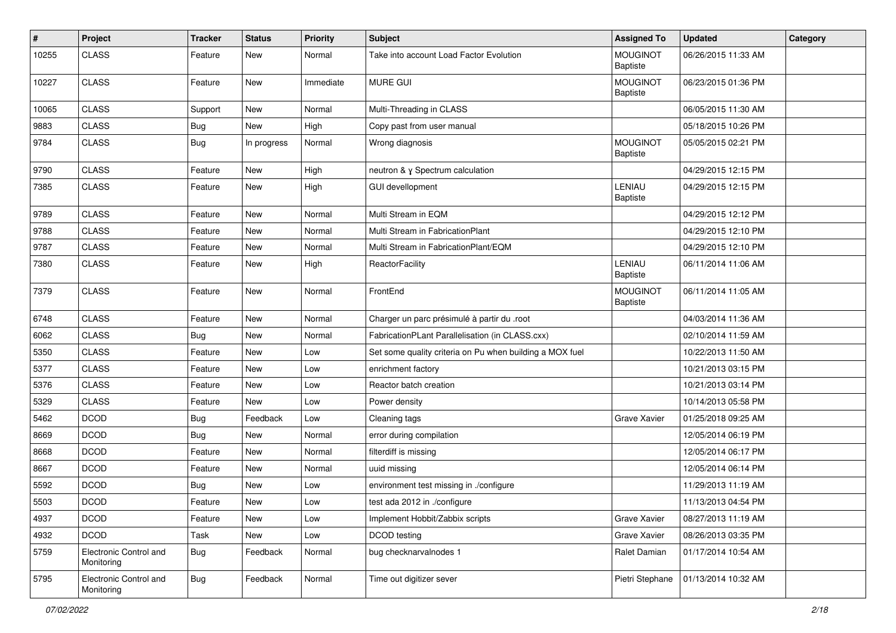| # | Project | Tracker | Status | Priority | Subject | Assigned To | Updated | Category |
|---|---|---|---|---|---|---|---|---|
| 10255 | CLASS | Feature | New | Normal | Take into account Load Factor Evolution | MOUGINOT Baptiste | 06/26/2015 11:33 AM | |
| 10227 | CLASS | Feature | New | Immediate | MURE GUI | MOUGINOT Baptiste | 06/23/2015 01:36 PM | |
| 10065 | CLASS | Support | New | Normal | Multi-Threading in CLASS | | 06/05/2015 11:30 AM | |
| 9883 | CLASS | Bug | New | High | Copy past from user manual | | 05/18/2015 10:26 PM | |
| 9784 | CLASS | Bug | In progress | Normal | Wrong diagnosis | MOUGINOT Baptiste | 05/05/2015 02:21 PM | |
| 9790 | CLASS | Feature | New | High | neutron & γ Spectrum calculation | | 04/29/2015 12:15 PM | |
| 7385 | CLASS | Feature | New | High | GUI devellopment | LENIAU Baptiste | 04/29/2015 12:15 PM | |
| 9789 | CLASS | Feature | New | Normal | Multi Stream in EQM | | 04/29/2015 12:12 PM | |
| 9788 | CLASS | Feature | New | Normal | Multi Stream in FabricationPlant | | 04/29/2015 12:10 PM | |
| 9787 | CLASS | Feature | New | Normal | Multi Stream in FabricationPlant/EQM | | 04/29/2015 12:10 PM | |
| 7380 | CLASS | Feature | New | High | ReactorFacility | LENIAU Baptiste | 06/11/2014 11:06 AM | |
| 7379 | CLASS | Feature | New | Normal | FrontEnd | MOUGINOT Baptiste | 06/11/2014 11:05 AM | |
| 6748 | CLASS | Feature | New | Normal | Charger un parc présimulé à partir du .root | | 04/03/2014 11:36 AM | |
| 6062 | CLASS | Bug | New | Normal | FabricationPLant Parallelisation (in CLASS.cxx) | | 02/10/2014 11:59 AM | |
| 5350 | CLASS | Feature | New | Low | Set some quality criteria on Pu when building a MOX fuel | | 10/22/2013 11:50 AM | |
| 5377 | CLASS | Feature | New | Low | enrichment factory | | 10/21/2013 03:15 PM | |
| 5376 | CLASS | Feature | New | Low | Reactor batch creation | | 10/21/2013 03:14 PM | |
| 5329 | CLASS | Feature | New | Low | Power density | | 10/14/2013 05:58 PM | |
| 5462 | DCOD | Bug | Feedback | Low | Cleaning tags | Grave Xavier | 01/25/2018 09:25 AM | |
| 8669 | DCOD | Bug | New | Normal | error during compilation | | 12/05/2014 06:19 PM | |
| 8668 | DCOD | Feature | New | Normal | filterdiff is missing | | 12/05/2014 06:17 PM | |
| 8667 | DCOD | Feature | New | Normal | uuid missing | | 12/05/2014 06:14 PM | |
| 5592 | DCOD | Bug | New | Low | environment test missing in ./configure | | 11/29/2013 11:19 AM | |
| 5503 | DCOD | Feature | New | Low | test ada 2012 in ./configure | | 11/13/2013 04:54 PM | |
| 4937 | DCOD | Feature | New | Low | Implement Hobbit/Zabbix scripts | Grave Xavier | 08/27/2013 11:19 AM | |
| 4932 | DCOD | Task | New | Low | DCOD testing | Grave Xavier | 08/26/2013 03:35 PM | |
| 5759 | Electronic Control and Monitoring | Bug | Feedback | Normal | bug checknarvalnodes 1 | Ralet Damian | 01/17/2014 10:54 AM | |
| 5795 | Electronic Control and Monitoring | Bug | Feedback | Normal | Time out digitizer sever | Pietri Stephane | 01/13/2014 10:32 AM | |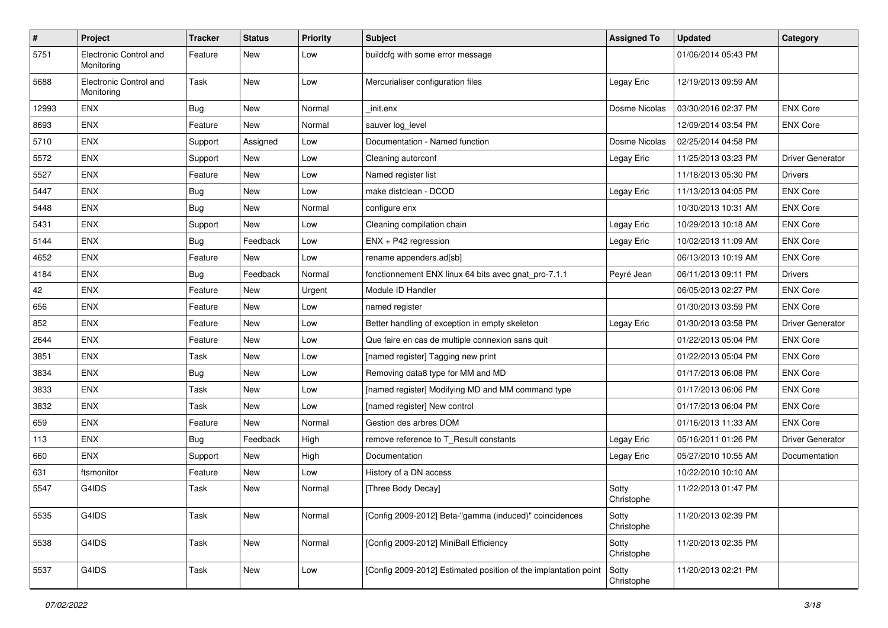| # | Project | Tracker | Status | Priority | Subject | Assigned To | Updated | Category |
|---|---|---|---|---|---|---|---|---|
| 5751 | Electronic Control and Monitoring | Feature | New | Low | buildcfg with some error message | | 01/06/2014 05:43 PM | |
| 5688 | Electronic Control and Monitoring | Task | New | Low | Mercurialiser configuration files | Legay Eric | 12/19/2013 09:59 AM | |
| 12993 | ENX | Bug | New | Normal | _init.enx | Dosme Nicolas | 03/30/2016 02:37 PM | ENX Core |
| 8693 | ENX | Feature | New | Normal | sauver log_level | | 12/09/2014 03:54 PM | ENX Core |
| 5710 | ENX | Support | Assigned | Low | Documentation - Named function | Dosme Nicolas | 02/25/2014 04:58 PM | |
| 5572 | ENX | Support | New | Low | Cleaning autorconf | Legay Eric | 11/25/2013 03:23 PM | Driver Generator |
| 5527 | ENX | Feature | New | Low | Named register list | | 11/18/2013 05:30 PM | Drivers |
| 5447 | ENX | Bug | New | Low | make distclean - DCOD | Legay Eric | 11/13/2013 04:05 PM | ENX Core |
| 5448 | ENX | Bug | New | Normal | configure enx | | 10/30/2013 10:31 AM | ENX Core |
| 5431 | ENX | Support | New | Low | Cleaning compilation chain | Legay Eric | 10/29/2013 10:18 AM | ENX Core |
| 5144 | ENX | Bug | Feedback | Low | ENX + P42 regression | Legay Eric | 10/02/2013 11:09 AM | ENX Core |
| 4652 | ENX | Feature | New | Low | rename appenders.ad[sb] | | 06/13/2013 10:19 AM | ENX Core |
| 4184 | ENX | Bug | Feedback | Normal | fonctionnement ENX linux 64 bits avec gnat_pro-7.1.1 | Peyré Jean | 06/11/2013 09:11 PM | Drivers |
| 42 | ENX | Feature | New | Urgent | Module ID Handler | | 06/05/2013 02:27 PM | ENX Core |
| 656 | ENX | Feature | New | Low | named register | | 01/30/2013 03:59 PM | ENX Core |
| 852 | ENX | Feature | New | Low | Better handling of exception in empty skeleton | Legay Eric | 01/30/2013 03:58 PM | Driver Generator |
| 2644 | ENX | Feature | New | Low | Que faire en cas de multiple connexion sans quit | | 01/22/2013 05:04 PM | ENX Core |
| 3851 | ENX | Task | New | Low | [named register] Tagging new print | | 01/22/2013 05:04 PM | ENX Core |
| 3834 | ENX | Bug | New | Low | Removing data8 type for MM and MD | | 01/17/2013 06:08 PM | ENX Core |
| 3833 | ENX | Task | New | Low | [named register] Modifying MD and MM command type | | 01/17/2013 06:06 PM | ENX Core |
| 3832 | ENX | Task | New | Low | [named register] New control | | 01/17/2013 06:04 PM | ENX Core |
| 659 | ENX | Feature | New | Normal | Gestion des arbres DOM | | 01/16/2013 11:33 AM | ENX Core |
| 113 | ENX | Bug | Feedback | High | remove reference to T_Result constants | Legay Eric | 05/16/2011 01:26 PM | Driver Generator |
| 660 | ENX | Support | New | High | Documentation | Legay Eric | 05/27/2010 10:55 AM | Documentation |
| 631 | ftsmonitor | Feature | New | Low | History of a DN access | | 10/22/2010 10:10 AM | |
| 5547 | G4IDS | Task | New | Normal | [Three Body Decay] | Sotty Christophe | 11/22/2013 01:47 PM | |
| 5535 | G4IDS | Task | New | Normal | [Config 2009-2012] Beta-"gamma (induced)" coincidences | Sotty Christophe | 11/20/2013 02:39 PM | |
| 5538 | G4IDS | Task | New | Normal | [Config 2009-2012] MiniBall Efficiency | Sotty Christophe | 11/20/2013 02:35 PM | |
| 5537 | G4IDS | Task | New | Low | [Config 2009-2012] Estimated position of the implantation point | Sotty Christophe | 11/20/2013 02:21 PM | |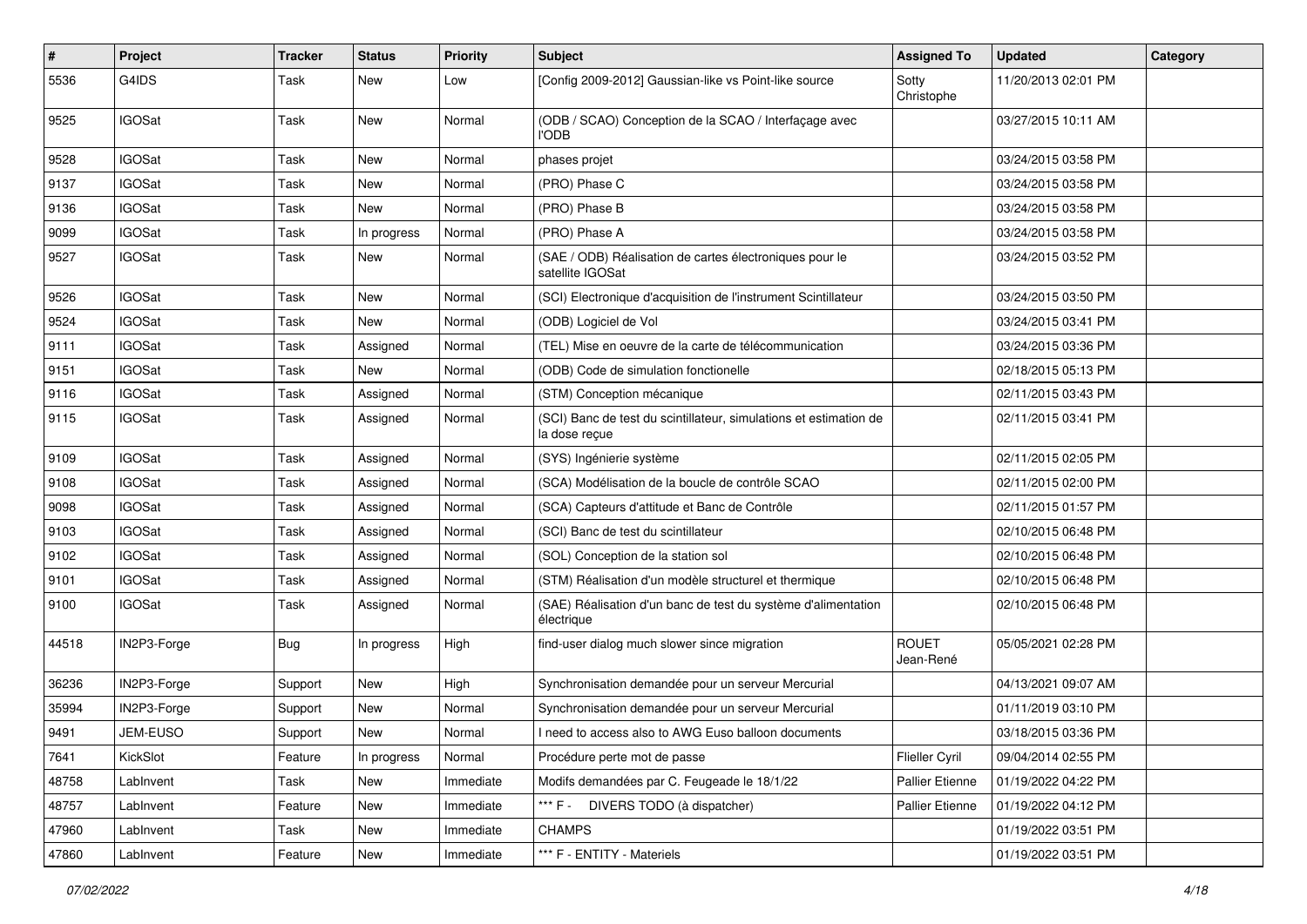| # | Project | Tracker | Status | Priority | Subject | Assigned To | Updated | Category |
|---|---|---|---|---|---|---|---|---|
| 5536 | G4IDS | Task | New | Low | [Config 2009-2012] Gaussian-like vs Point-like source | Sotty Christophe | 11/20/2013 02:01 PM | |
| 9525 | IGOSat | Task | New | Normal | (ODB / SCAO) Conception de la SCAO / Interfaçage avec l'ODB | | 03/27/2015 10:11 AM | |
| 9528 | IGOSat | Task | New | Normal | phases projet | | 03/24/2015 03:58 PM | |
| 9137 | IGOSat | Task | New | Normal | (PRO) Phase C | | 03/24/2015 03:58 PM | |
| 9136 | IGOSat | Task | New | Normal | (PRO) Phase B | | 03/24/2015 03:58 PM | |
| 9099 | IGOSat | Task | In progress | Normal | (PRO) Phase A | | 03/24/2015 03:58 PM | |
| 9527 | IGOSat | Task | New | Normal | (SAE / ODB) Réalisation de cartes électroniques pour le satellite IGOSat | | 03/24/2015 03:52 PM | |
| 9526 | IGOSat | Task | New | Normal | (SCI) Electronique d'acquisition de l'instrument Scintillateur | | 03/24/2015 03:50 PM | |
| 9524 | IGOSat | Task | New | Normal | (ODB) Logiciel de Vol | | 03/24/2015 03:41 PM | |
| 9111 | IGOSat | Task | Assigned | Normal | (TEL) Mise en oeuvre de la carte de télécommunication | | 03/24/2015 03:36 PM | |
| 9151 | IGOSat | Task | New | Normal | (ODB) Code de simulation fonctionelle | | 02/18/2015 05:13 PM | |
| 9116 | IGOSat | Task | Assigned | Normal | (STM) Conception mécanique | | 02/11/2015 03:43 PM | |
| 9115 | IGOSat | Task | Assigned | Normal | (SCI) Banc de test du scintillateur, simulations et estimation de la dose reçue | | 02/11/2015 03:41 PM | |
| 9109 | IGOSat | Task | Assigned | Normal | (SYS) Ingénierie système | | 02/11/2015 02:05 PM | |
| 9108 | IGOSat | Task | Assigned | Normal | (SCA) Modélisation de la boucle de contrôle SCAO | | 02/11/2015 02:00 PM | |
| 9098 | IGOSat | Task | Assigned | Normal | (SCA) Capteurs d'attitude et Banc de Contrôle | | 02/11/2015 01:57 PM | |
| 9103 | IGOSat | Task | Assigned | Normal | (SCI) Banc de test du scintillateur | | 02/10/2015 06:48 PM | |
| 9102 | IGOSat | Task | Assigned | Normal | (SOL) Conception de la station sol | | 02/10/2015 06:48 PM | |
| 9101 | IGOSat | Task | Assigned | Normal | (STM) Réalisation d'un modèle structurel et thermique | | 02/10/2015 06:48 PM | |
| 9100 | IGOSat | Task | Assigned | Normal | (SAE) Réalisation d'un banc de test du système d'alimentation électrique | | 02/10/2015 06:48 PM | |
| 44518 | IN2P3-Forge | Bug | In progress | High | find-user dialog much slower since migration | ROUET Jean-René | 05/05/2021 02:28 PM | |
| 36236 | IN2P3-Forge | Support | New | High | Synchronisation demandée pour un serveur Mercurial | | 04/13/2021 09:07 AM | |
| 35994 | IN2P3-Forge | Support | New | Normal | Synchronisation demandée pour un serveur Mercurial | | 01/11/2019 03:10 PM | |
| 9491 | JEM-EUSO | Support | New | Normal | I need to access also to AWG Euso balloon documents | | 03/18/2015 03:36 PM | |
| 7641 | KickSlot | Feature | In progress | Normal | Procédure perte mot de passe | Flieller Cyril | 09/04/2014 02:55 PM | |
| 48758 | LabInvent | Task | New | Immediate | Modifs demandées par C. Feugeade le 18/1/22 | Pallier Etienne | 01/19/2022 04:22 PM | |
| 48757 | LabInvent | Feature | New | Immediate | *** F - DIVERS TODO (à dispatcher) | Pallier Etienne | 01/19/2022 04:12 PM | |
| 47960 | LabInvent | Task | New | Immediate | CHAMPS | | 01/19/2022 03:51 PM | |
| 47860 | LabInvent | Feature | New | Immediate | *** F - ENTITY - Materiels | | 01/19/2022 03:51 PM | |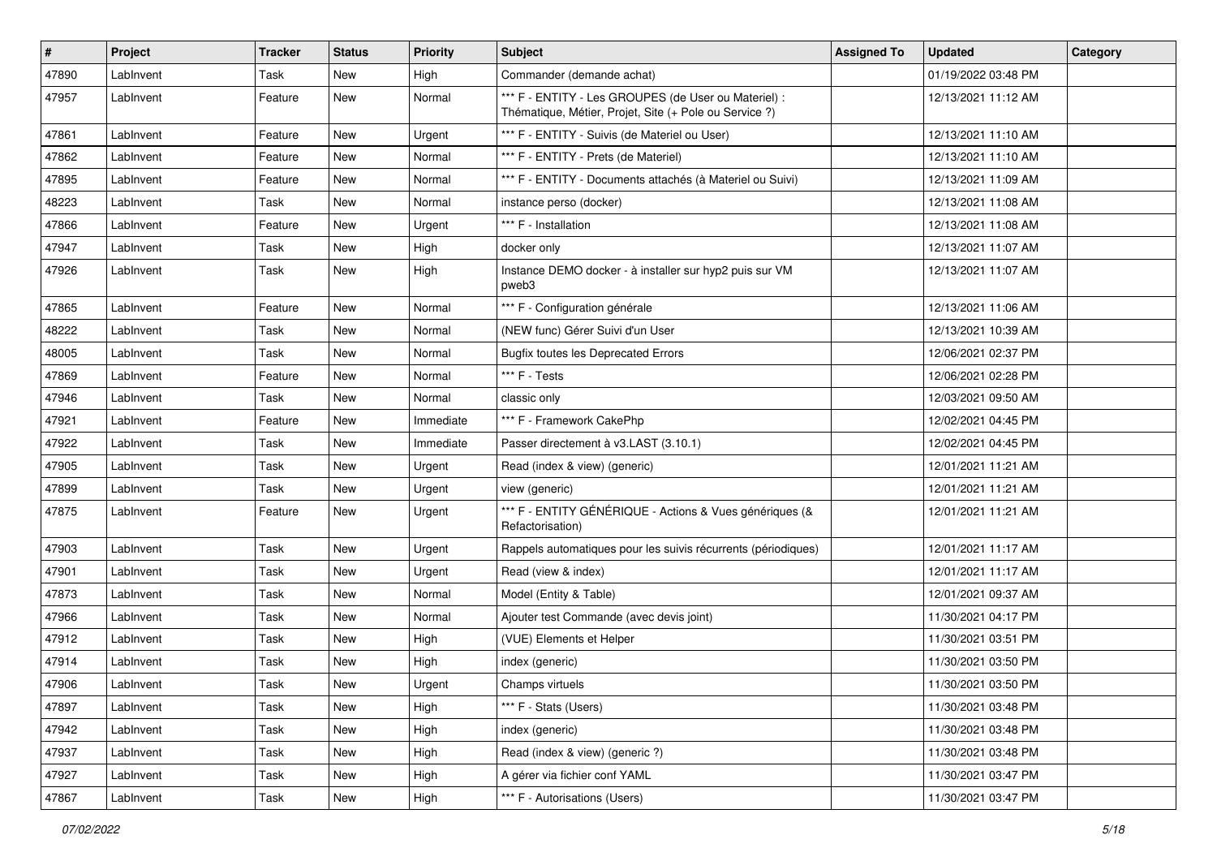| # | Project | Tracker | Status | Priority | Subject | Assigned To | Updated | Category |
|---|---|---|---|---|---|---|---|---|
| 47890 | LabInvent | Task | New | High | Commander (demande achat) | | 01/19/2022 03:48 PM | |
| 47957 | LabInvent | Feature | New | Normal | *** F - ENTITY - Les GROUPES (de User ou Materiel) : Thématique, Métier, Projet, Site (+ Pole ou Service ?) | | 12/13/2021 11:12 AM | |
| 47861 | LabInvent | Feature | New | Urgent | *** F - ENTITY - Suivis (de Materiel ou User) | | 12/13/2021 11:10 AM | |
| 47862 | LabInvent | Feature | New | Normal | *** F - ENTITY - Prets (de Materiel) | | 12/13/2021 11:10 AM | |
| 47895 | LabInvent | Feature | New | Normal | *** F - ENTITY - Documents attachés (à Materiel ou Suivi) | | 12/13/2021 11:09 AM | |
| 48223 | LabInvent | Task | New | Normal | instance perso (docker) | | 12/13/2021 11:08 AM | |
| 47866 | LabInvent | Feature | New | Urgent | *** F - Installation | | 12/13/2021 11:08 AM | |
| 47947 | LabInvent | Task | New | High | docker only | | 12/13/2021 11:07 AM | |
| 47926 | LabInvent | Task | New | High | Instance DEMO docker - à installer sur hyp2 puis sur VM pweb3 | | 12/13/2021 11:07 AM | |
| 47865 | LabInvent | Feature | New | Normal | *** F - Configuration générale | | 12/13/2021 11:06 AM | |
| 48222 | LabInvent | Task | New | Normal | (NEW func) Gérer Suivi d'un User | | 12/13/2021 10:39 AM | |
| 48005 | LabInvent | Task | New | Normal | Bugfix toutes les Deprecated Errors | | 12/06/2021 02:37 PM | |
| 47869 | LabInvent | Feature | New | Normal | *** F - Tests | | 12/06/2021 02:28 PM | |
| 47946 | LabInvent | Task | New | Normal | classic only | | 12/03/2021 09:50 AM | |
| 47921 | LabInvent | Feature | New | Immediate | *** F - Framework CakePhp | | 12/02/2021 04:45 PM | |
| 47922 | LabInvent | Task | New | Immediate | Passer directement à v3.LAST (3.10.1) | | 12/02/2021 04:45 PM | |
| 47905 | LabInvent | Task | New | Urgent | Read (index & view) (generic) | | 12/01/2021 11:21 AM | |
| 47899 | LabInvent | Task | New | Urgent | view (generic) | | 12/01/2021 11:21 AM | |
| 47875 | LabInvent | Feature | New | Urgent | *** F - ENTITY GÉNÉRIQUE - Actions & Vues génériques (& Refactorisation) | | 12/01/2021 11:21 AM | |
| 47903 | LabInvent | Task | New | Urgent | Rappels automatiques pour les suivis récurrents (périodiques) | | 12/01/2021 11:17 AM | |
| 47901 | LabInvent | Task | New | Urgent | Read (view & index) | | 12/01/2021 11:17 AM | |
| 47873 | LabInvent | Task | New | Normal | Model (Entity & Table) | | 12/01/2021 09:37 AM | |
| 47966 | LabInvent | Task | New | Normal | Ajouter test Commande (avec devis joint) | | 11/30/2021 04:17 PM | |
| 47912 | LabInvent | Task | New | High | (VUE) Elements et Helper | | 11/30/2021 03:51 PM | |
| 47914 | LabInvent | Task | New | High | index (generic) | | 11/30/2021 03:50 PM | |
| 47906 | LabInvent | Task | New | Urgent | Champs virtuels | | 11/30/2021 03:50 PM | |
| 47897 | LabInvent | Task | New | High | *** F - Stats (Users) | | 11/30/2021 03:48 PM | |
| 47942 | LabInvent | Task | New | High | index (generic) | | 11/30/2021 03:48 PM | |
| 47937 | LabInvent | Task | New | High | Read (index & view) (generic ?) | | 11/30/2021 03:48 PM | |
| 47927 | LabInvent | Task | New | High | A gérer via fichier conf YAML | | 11/30/2021 03:47 PM | |
| 47867 | LabInvent | Task | New | High | *** F - Autorisations (Users) | | 11/30/2021 03:47 PM | |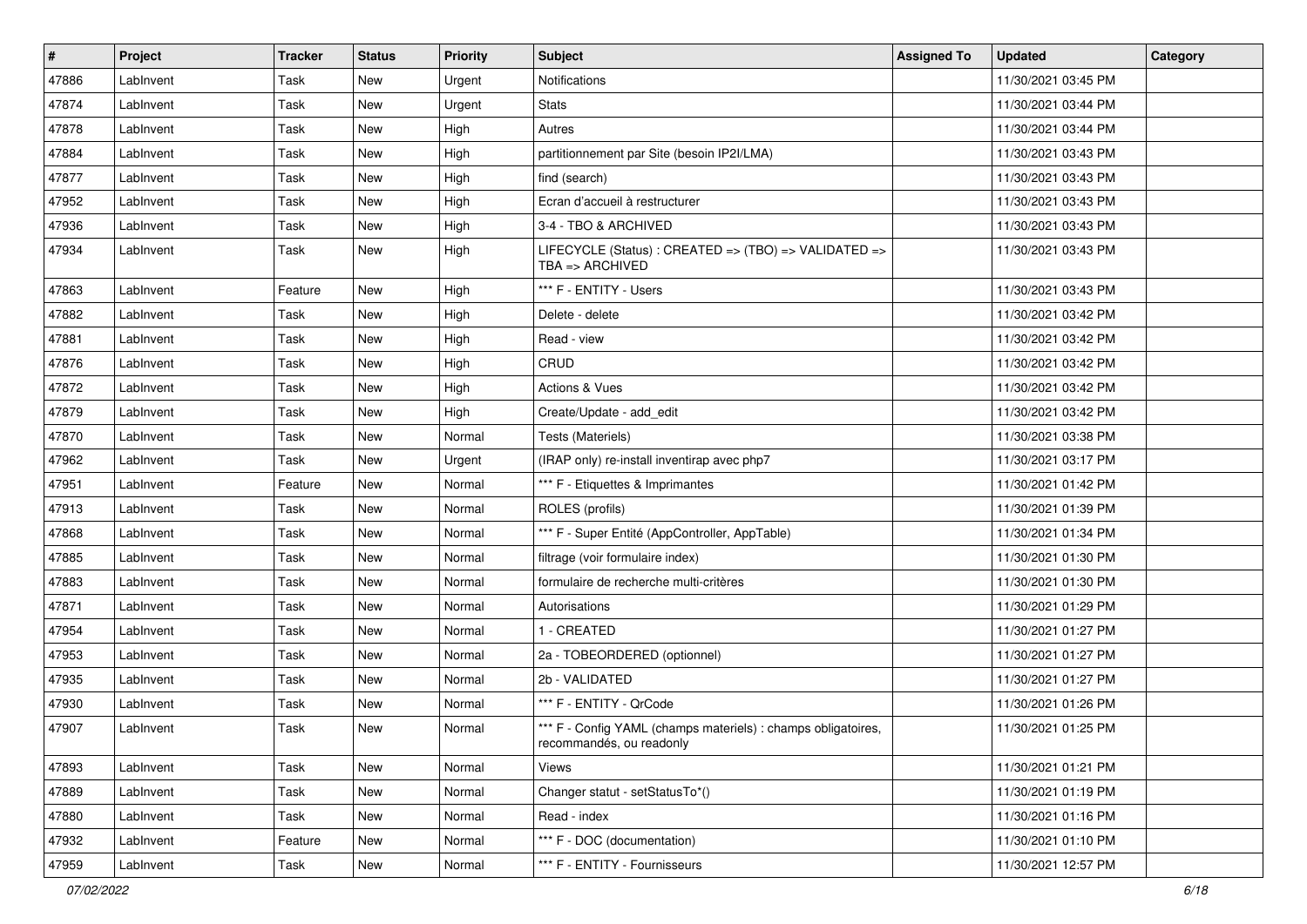| # | Project | Tracker | Status | Priority | Subject | Assigned To | Updated | Category |
|---|---|---|---|---|---|---|---|---|
| 47886 | LabInvent | Task | New | Urgent | Notifications | | 11/30/2021 03:45 PM | |
| 47874 | LabInvent | Task | New | Urgent | Stats | | 11/30/2021 03:44 PM | |
| 47878 | LabInvent | Task | New | High | Autres | | 11/30/2021 03:44 PM | |
| 47884 | LabInvent | Task | New | High | partitionnement par Site (besoin IP2I/LMA) | | 11/30/2021 03:43 PM | |
| 47877 | LabInvent | Task | New | High | find (search) | | 11/30/2021 03:43 PM | |
| 47952 | LabInvent | Task | New | High | Ecran d'accueil à restructurer | | 11/30/2021 03:43 PM | |
| 47936 | LabInvent | Task | New | High | 3-4 - TBO & ARCHIVED | | 11/30/2021 03:43 PM | |
| 47934 | LabInvent | Task | New | High | LIFECYCLE (Status) : CREATED => (TBO) => VALIDATED => TBA => ARCHIVED | | 11/30/2021 03:43 PM | |
| 47863 | LabInvent | Feature | New | High | *** F - ENTITY - Users | | 11/30/2021 03:43 PM | |
| 47882 | LabInvent | Task | New | High | Delete - delete | | 11/30/2021 03:42 PM | |
| 47881 | LabInvent | Task | New | High | Read - view | | 11/30/2021 03:42 PM | |
| 47876 | LabInvent | Task | New | High | CRUD | | 11/30/2021 03:42 PM | |
| 47872 | LabInvent | Task | New | High | Actions & Vues | | 11/30/2021 03:42 PM | |
| 47879 | LabInvent | Task | New | High | Create/Update - add_edit | | 11/30/2021 03:42 PM | |
| 47870 | LabInvent | Task | New | Normal | Tests (Materiels) | | 11/30/2021 03:38 PM | |
| 47962 | LabInvent | Task | New | Urgent | (IRAP only) re-install inventirap avec php7 | | 11/30/2021 03:17 PM | |
| 47951 | LabInvent | Feature | New | Normal | *** F - Etiquettes & Imprimantes | | 11/30/2021 01:42 PM | |
| 47913 | LabInvent | Task | New | Normal | ROLES (profils) | | 11/30/2021 01:39 PM | |
| 47868 | LabInvent | Task | New | Normal | *** F - Super Entité (AppController, AppTable) | | 11/30/2021 01:34 PM | |
| 47885 | LabInvent | Task | New | Normal | filtrage (voir formulaire index) | | 11/30/2021 01:30 PM | |
| 47883 | LabInvent | Task | New | Normal | formulaire de recherche multi-critères | | 11/30/2021 01:30 PM | |
| 47871 | LabInvent | Task | New | Normal | Autorisations | | 11/30/2021 01:29 PM | |
| 47954 | LabInvent | Task | New | Normal | 1 - CREATED | | 11/30/2021 01:27 PM | |
| 47953 | LabInvent | Task | New | Normal | 2a - TOBEORDERED (optionnel) | | 11/30/2021 01:27 PM | |
| 47935 | LabInvent | Task | New | Normal | 2b - VALIDATED | | 11/30/2021 01:27 PM | |
| 47930 | LabInvent | Task | New | Normal | *** F - ENTITY - QrCode | | 11/30/2021 01:26 PM | |
| 47907 | LabInvent | Task | New | Normal | *** F - Config YAML (champs materiels) : champs obligatoires, recommandés, ou readonly | | 11/30/2021 01:25 PM | |
| 47893 | LabInvent | Task | New | Normal | Views | | 11/30/2021 01:21 PM | |
| 47889 | LabInvent | Task | New | Normal | Changer statut - setStatusTo*() | | 11/30/2021 01:19 PM | |
| 47880 | LabInvent | Task | New | Normal | Read - index | | 11/30/2021 01:16 PM | |
| 47932 | LabInvent | Feature | New | Normal | *** F - DOC (documentation) | | 11/30/2021 01:10 PM | |
| 47959 | LabInvent | Task | New | Normal | *** F - ENTITY - Fournisseurs | | 11/30/2021 12:57 PM | |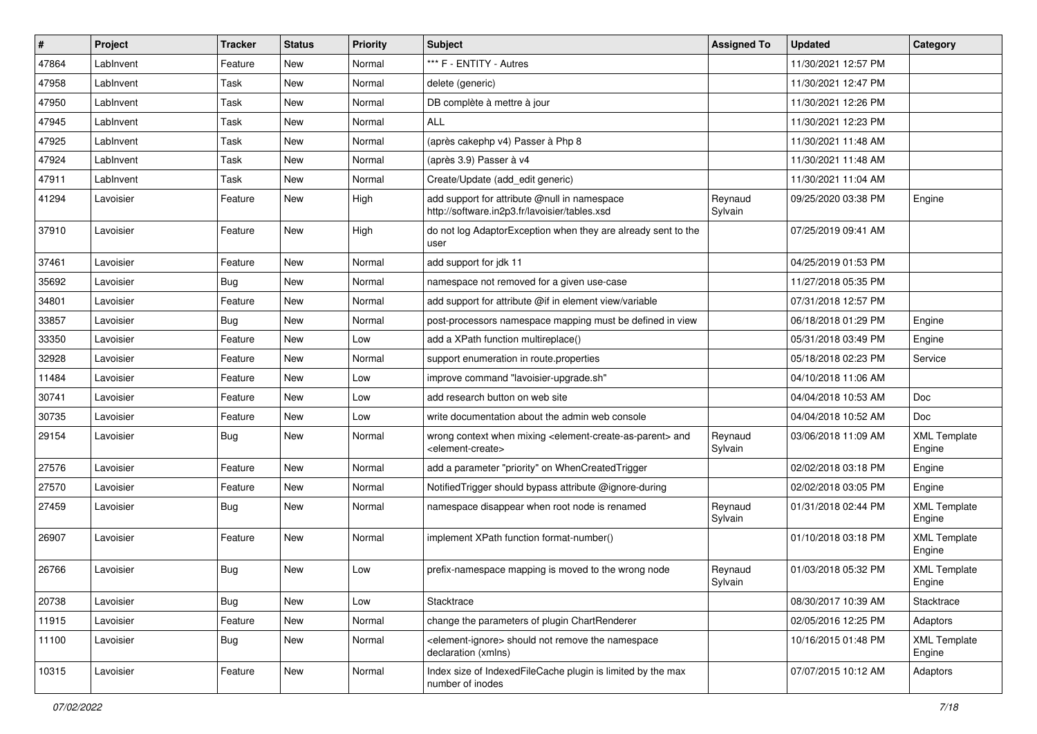| # | Project | Tracker | Status | Priority | Subject | Assigned To | Updated | Category |
|---|---|---|---|---|---|---|---|---|
| 47864 | LabInvent | Feature | New | Normal | *** F - ENTITY - Autres | | 11/30/2021 12:57 PM | |
| 47958 | LabInvent | Task | New | Normal | delete (generic) | | 11/30/2021 12:47 PM | |
| 47950 | LabInvent | Task | New | Normal | DB complète à mettre à jour | | 11/30/2021 12:26 PM | |
| 47945 | LabInvent | Task | New | Normal | ALL | | 11/30/2021 12:23 PM | |
| 47925 | LabInvent | Task | New | Normal | (après cakephp v4) Passer à Php 8 | | 11/30/2021 11:48 AM | |
| 47924 | LabInvent | Task | New | Normal | (après 3.9) Passer à v4 | | 11/30/2021 11:48 AM | |
| 47911 | LabInvent | Task | New | Normal | Create/Update (add_edit generic) | | 11/30/2021 11:04 AM | |
| 41294 | Lavoisier | Feature | New | High | add support for attribute @null in namespace http://software.in2p3.fr/lavoisier/tables.xsd | Reynaud Sylvain | 09/25/2020 03:38 PM | Engine |
| 37910 | Lavoisier | Feature | New | High | do not log AdaptorException when they are already sent to the user | | 07/25/2019 09:41 AM | |
| 37461 | Lavoisier | Feature | New | Normal | add support for jdk 11 | | 04/25/2019 01:53 PM | |
| 35692 | Lavoisier | Bug | New | Normal | namespace not removed for a given use-case | | 11/27/2018 05:35 PM | |
| 34801 | Lavoisier | Feature | New | Normal | add support for attribute @if in element view/variable | | 07/31/2018 12:57 PM | |
| 33857 | Lavoisier | Bug | New | Normal | post-processors namespace mapping must be defined in view | | 06/18/2018 01:29 PM | Engine |
| 33350 | Lavoisier | Feature | New | Low | add a XPath function multireplace() | | 05/31/2018 03:49 PM | Engine |
| 32928 | Lavoisier | Feature | New | Normal | support enumeration in route.properties | | 05/18/2018 02:23 PM | Service |
| 11484 | Lavoisier | Feature | New | Low | improve command "lavoisier-upgrade.sh" | | 04/10/2018 11:06 AM | |
| 30741 | Lavoisier | Feature | New | Low | add research button on web site | | 04/04/2018 10:53 AM | Doc |
| 30735 | Lavoisier | Feature | New | Low | write documentation about the admin web console | | 04/04/2018 10:52 AM | Doc |
| 29154 | Lavoisier | Bug | New | Normal | wrong context when mixing <element-create-as-parent> and <element-create> | Reynaud Sylvain | 03/06/2018 11:09 AM | XML Template Engine |
| 27576 | Lavoisier | Feature | New | Normal | add a parameter "priority" on WhenCreatedTrigger | | 02/02/2018 03:18 PM | Engine |
| 27570 | Lavoisier | Feature | New | Normal | NotifiedTrigger should bypass attribute @ignore-during | | 02/02/2018 03:05 PM | Engine |
| 27459 | Lavoisier | Bug | New | Normal | namespace disappear when root node is renamed | Reynaud Sylvain | 01/31/2018 02:44 PM | XML Template Engine |
| 26907 | Lavoisier | Feature | New | Normal | implement XPath function format-number() | | 01/10/2018 03:18 PM | XML Template Engine |
| 26766 | Lavoisier | Bug | New | Low | prefix-namespace mapping is moved to the wrong node | Reynaud Sylvain | 01/03/2018 05:32 PM | XML Template Engine |
| 20738 | Lavoisier | Bug | New | Low | Stacktrace | | 08/30/2017 10:39 AM | Stacktrace |
| 11915 | Lavoisier | Feature | New | Normal | change the parameters of plugin ChartRenderer | | 02/05/2016 12:25 PM | Adaptors |
| 11100 | Lavoisier | Bug | New | Normal | <element-ignore> should not remove the namespace declaration (xmlns) | | 10/16/2015 01:48 PM | XML Template Engine |
| 10315 | Lavoisier | Feature | New | Normal | Index size of IndexedFileCache plugin is limited by the max number of inodes | | 07/07/2015 10:12 AM | Adaptors |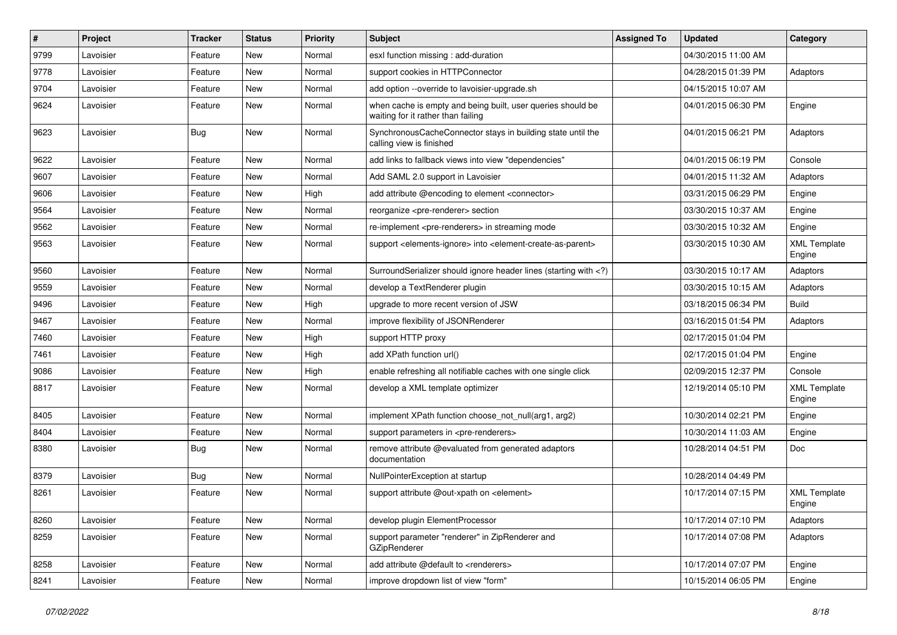| # | Project | Tracker | Status | Priority | Subject | Assigned To | Updated | Category |
|---|---|---|---|---|---|---|---|---|
| 9799 | Lavoisier | Feature | New | Normal | esxl function missing : add-duration | | 04/30/2015 11:00 AM | |
| 9778 | Lavoisier | Feature | New | Normal | support cookies in HTTPConnector | | 04/28/2015 01:39 PM | Adaptors |
| 9704 | Lavoisier | Feature | New | Normal | add option --override to lavoisier-upgrade.sh | | 04/15/2015 10:07 AM | |
| 9624 | Lavoisier | Feature | New | Normal | when cache is empty and being built, user queries should be waiting for it rather than failing | | 04/01/2015 06:30 PM | Engine |
| 9623 | Lavoisier | Bug | New | Normal | SynchronousCacheConnector stays in building state until the calling view is finished | | 04/01/2015 06:21 PM | Adaptors |
| 9622 | Lavoisier | Feature | New | Normal | add links to fallback views into view "dependencies" | | 04/01/2015 06:19 PM | Console |
| 9607 | Lavoisier | Feature | New | Normal | Add SAML 2.0 support in Lavoisier | | 04/01/2015 11:32 AM | Adaptors |
| 9606 | Lavoisier | Feature | New | High | add attribute @encoding to element <connector> | | 03/31/2015 06:29 PM | Engine |
| 9564 | Lavoisier | Feature | New | Normal | reorganize <pre-renderer> section | | 03/30/2015 10:37 AM | Engine |
| 9562 | Lavoisier | Feature | New | Normal | re-implement <pre-renderers> in streaming mode | | 03/30/2015 10:32 AM | Engine |
| 9563 | Lavoisier | Feature | New | Normal | support <elements-ignore> into <element-create-as-parent> | | 03/30/2015 10:30 AM | XML Template Engine |
| 9560 | Lavoisier | Feature | New | Normal | SurroundSerializer should ignore header lines (starting with <?) | | 03/30/2015 10:17 AM | Adaptors |
| 9559 | Lavoisier | Feature | New | Normal | develop a TextRenderer plugin | | 03/30/2015 10:15 AM | Adaptors |
| 9496 | Lavoisier | Feature | New | High | upgrade to more recent version of JSW | | 03/18/2015 06:34 PM | Build |
| 9467 | Lavoisier | Feature | New | Normal | improve flexibility of JSONRenderer | | 03/16/2015 01:54 PM | Adaptors |
| 7460 | Lavoisier | Feature | New | High | support HTTP proxy | | 02/17/2015 01:04 PM | |
| 7461 | Lavoisier | Feature | New | High | add XPath function url() | | 02/17/2015 01:04 PM | Engine |
| 9086 | Lavoisier | Feature | New | High | enable refreshing all notifiable caches with one single click | | 02/09/2015 12:37 PM | Console |
| 8817 | Lavoisier | Feature | New | Normal | develop a XML template optimizer | | 12/19/2014 05:10 PM | XML Template Engine |
| 8405 | Lavoisier | Feature | New | Normal | implement XPath function choose_not_null(arg1, arg2) | | 10/30/2014 02:21 PM | Engine |
| 8404 | Lavoisier | Feature | New | Normal | support parameters in <pre-renderers> | | 10/30/2014 11:03 AM | Engine |
| 8380 | Lavoisier | Bug | New | Normal | remove attribute @evaluated from generated adaptors documentation | | 10/28/2014 04:51 PM | Doc |
| 8379 | Lavoisier | Bug | New | Normal | NullPointerException at startup | | 10/28/2014 04:49 PM | |
| 8261 | Lavoisier | Feature | New | Normal | support attribute @out-xpath on <element> | | 10/17/2014 07:15 PM | XML Template Engine |
| 8260 | Lavoisier | Feature | New | Normal | develop plugin ElementProcessor | | 10/17/2014 07:10 PM | Adaptors |
| 8259 | Lavoisier | Feature | New | Normal | support parameter "renderer" in ZipRenderer and GZipRenderer | | 10/17/2014 07:08 PM | Adaptors |
| 8258 | Lavoisier | Feature | New | Normal | add attribute @default to <renderers> | | 10/17/2014 07:07 PM | Engine |
| 8241 | Lavoisier | Feature | New | Normal | improve dropdown list of view "form" | | 10/15/2014 06:05 PM | Engine |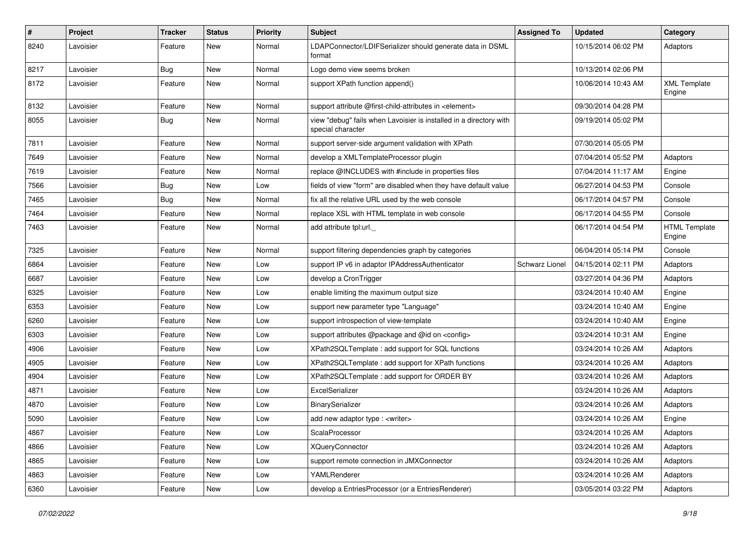| # | Project | Tracker | Status | Priority | Subject | Assigned To | Updated | Category |
|---|---|---|---|---|---|---|---|---|
| 8240 | Lavoisier | Feature | New | Normal | LDAPConnector/LDIFSerializer should generate data in DSML format | | 10/15/2014 06:02 PM | Adaptors |
| 8217 | Lavoisier | Bug | New | Normal | Logo demo view seems broken | | 10/13/2014 02:06 PM | |
| 8172 | Lavoisier | Feature | New | Normal | support XPath function append() | | 10/06/2014 10:43 AM | XML Template Engine |
| 8132 | Lavoisier | Feature | New | Normal | support attribute @first-child-attributes in <element> | | 09/30/2014 04:28 PM | |
| 8055 | Lavoisier | Bug | New | Normal | view "debug" fails when Lavoisier is installed in a directory with special character | | 09/19/2014 05:02 PM | |
| 7811 | Lavoisier | Feature | New | Normal | support server-side argument validation with XPath | | 07/30/2014 05:05 PM | |
| 7649 | Lavoisier | Feature | New | Normal | develop a XMLTemplateProcessor plugin | | 07/04/2014 05:52 PM | Adaptors |
| 7619 | Lavoisier | Feature | New | Normal | replace @INCLUDES with #include in properties files | | 07/04/2014 11:17 AM | Engine |
| 7566 | Lavoisier | Bug | New | Low | fields of view "form" are disabled when they have default value | | 06/27/2014 04:53 PM | Console |
| 7465 | Lavoisier | Bug | New | Normal | fix all the relative URL used by the web console | | 06/17/2014 04:57 PM | Console |
| 7464 | Lavoisier | Feature | New | Normal | replace XSL with HTML template in web console | | 06/17/2014 04:55 PM | Console |
| 7463 | Lavoisier | Feature | New | Normal | add attribute tpl:url._ | | 06/17/2014 04:54 PM | HTML Template Engine |
| 7325 | Lavoisier | Feature | New | Normal | support filtering dependencies graph by categories | | 06/04/2014 05:14 PM | Console |
| 6864 | Lavoisier | Feature | New | Low | support IP v6 in adaptor IPAddressAuthenticator | Schwarz Lionel | 04/15/2014 02:11 PM | Adaptors |
| 6687 | Lavoisier | Feature | New | Low | develop a CronTrigger | | 03/27/2014 04:36 PM | Adaptors |
| 6325 | Lavoisier | Feature | New | Low | enable limiting the maximum output size | | 03/24/2014 10:40 AM | Engine |
| 6353 | Lavoisier | Feature | New | Low | support new parameter type "Language" | | 03/24/2014 10:40 AM | Engine |
| 6260 | Lavoisier | Feature | New | Low | support introspection of view-template | | 03/24/2014 10:40 AM | Engine |
| 6303 | Lavoisier | Feature | New | Low | support attributes @package and @id on <config> | | 03/24/2014 10:31 AM | Engine |
| 4906 | Lavoisier | Feature | New | Low | XPath2SQLTemplate : add support for SQL functions | | 03/24/2014 10:26 AM | Adaptors |
| 4905 | Lavoisier | Feature | New | Low | XPath2SQLTemplate : add support for XPath functions | | 03/24/2014 10:26 AM | Adaptors |
| 4904 | Lavoisier | Feature | New | Low | XPath2SQLTemplate : add support for ORDER BY | | 03/24/2014 10:26 AM | Adaptors |
| 4871 | Lavoisier | Feature | New | Low | ExcelSerializer | | 03/24/2014 10:26 AM | Adaptors |
| 4870 | Lavoisier | Feature | New | Low | BinarySerializer | | 03/24/2014 10:26 AM | Adaptors |
| 5090 | Lavoisier | Feature | New | Low | add new adaptor type : <writer> | | 03/24/2014 10:26 AM | Engine |
| 4867 | Lavoisier | Feature | New | Low | ScalaProcessor | | 03/24/2014 10:26 AM | Adaptors |
| 4866 | Lavoisier | Feature | New | Low | XQueryConnector | | 03/24/2014 10:26 AM | Adaptors |
| 4865 | Lavoisier | Feature | New | Low | support remote connection in JMXConnector | | 03/24/2014 10:26 AM | Adaptors |
| 4863 | Lavoisier | Feature | New | Low | YAMLRenderer | | 03/24/2014 10:26 AM | Adaptors |
| 6360 | Lavoisier | Feature | New | Low | develop a EntriesProcessor (or a EntriesRenderer) | | 03/05/2014 03:22 PM | Adaptors |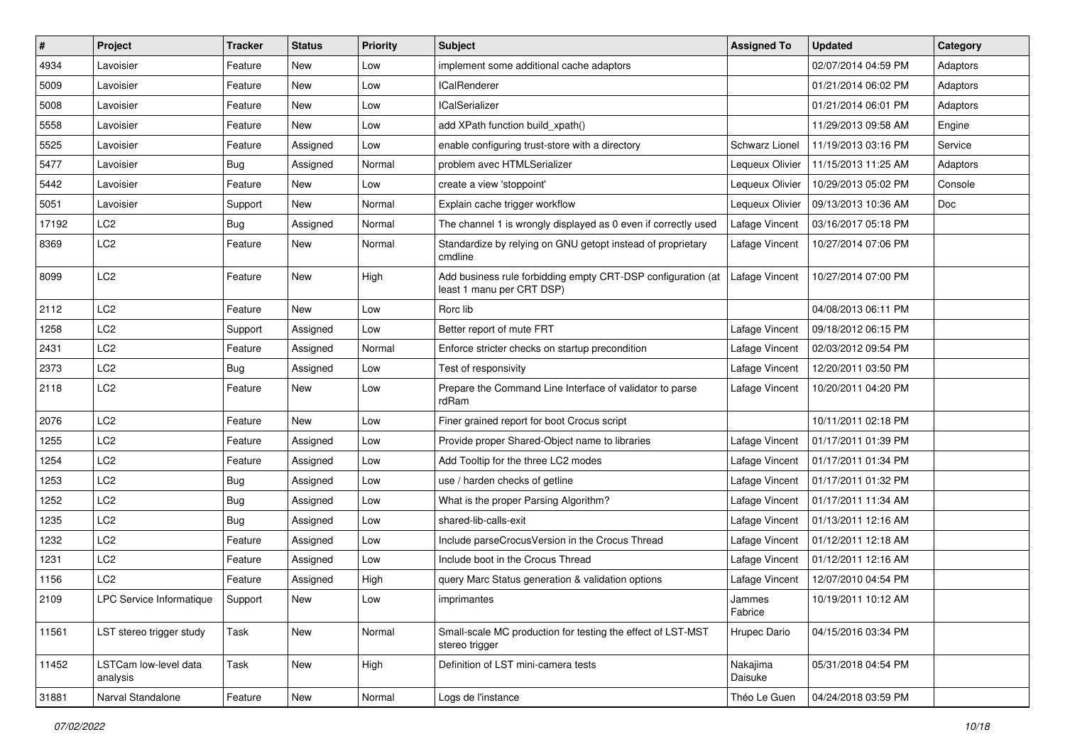| # | Project | Tracker | Status | Priority | Subject | Assigned To | Updated | Category |
|---|---|---|---|---|---|---|---|---|
| 4934 | Lavoisier | Feature | New | Low | implement some additional cache adaptors | | 02/07/2014 04:59 PM | Adaptors |
| 5009 | Lavoisier | Feature | New | Low | ICalRenderer | | 01/21/2014 06:02 PM | Adaptors |
| 5008 | Lavoisier | Feature | New | Low | ICalSerializer | | 01/21/2014 06:01 PM | Adaptors |
| 5558 | Lavoisier | Feature | New | Low | add XPath function build_xpath() | | 11/29/2013 09:58 AM | Engine |
| 5525 | Lavoisier | Feature | Assigned | Low | enable configuring trust-store with a directory | Schwarz Lionel | 11/19/2013 03:16 PM | Service |
| 5477 | Lavoisier | Bug | Assigned | Normal | problem avec HTMLSerializer | Lequeux Olivier | 11/15/2013 11:25 AM | Adaptors |
| 5442 | Lavoisier | Feature | New | Low | create a view 'stoppoint' | Lequeux Olivier | 10/29/2013 05:02 PM | Console |
| 5051 | Lavoisier | Support | New | Normal | Explain cache trigger workflow | Lequeux Olivier | 09/13/2013 10:36 AM | Doc |
| 17192 | LC2 | Bug | Assigned | Normal | The channel 1 is wrongly displayed as 0 even if correctly used | Lafage Vincent | 03/16/2017 05:18 PM | |
| 8369 | LC2 | Feature | New | Normal | Standardize by relying on GNU getopt instead of proprietary cmdline | Lafage Vincent | 10/27/2014 07:06 PM | |
| 8099 | LC2 | Feature | New | High | Add business rule forbidding empty CRT-DSP configuration (at least 1 manu per CRT DSP) | Lafage Vincent | 10/27/2014 07:00 PM | |
| 2112 | LC2 | Feature | New | Low | Rorc lib | | 04/08/2013 06:11 PM | |
| 1258 | LC2 | Support | Assigned | Low | Better report of mute FRT | Lafage Vincent | 09/18/2012 06:15 PM | |
| 2431 | LC2 | Feature | Assigned | Normal | Enforce stricter checks on startup precondition | Lafage Vincent | 02/03/2012 09:54 PM | |
| 2373 | LC2 | Bug | Assigned | Low | Test of responsivity | Lafage Vincent | 12/20/2011 03:50 PM | |
| 2118 | LC2 | Feature | New | Low | Prepare the Command Line Interface of validator to parse rdRam | Lafage Vincent | 10/20/2011 04:20 PM | |
| 2076 | LC2 | Feature | New | Low | Finer grained report for boot Crocus script | | 10/11/2011 02:18 PM | |
| 1255 | LC2 | Feature | Assigned | Low | Provide proper Shared-Object name to libraries | Lafage Vincent | 01/17/2011 01:39 PM | |
| 1254 | LC2 | Feature | Assigned | Low | Add Tooltip for the three LC2 modes | Lafage Vincent | 01/17/2011 01:34 PM | |
| 1253 | LC2 | Bug | Assigned | Low | use / harden checks of getline | Lafage Vincent | 01/17/2011 01:32 PM | |
| 1252 | LC2 | Bug | Assigned | Low | What is the proper Parsing Algorithm? | Lafage Vincent | 01/17/2011 11:34 AM | |
| 1235 | LC2 | Bug | Assigned | Low | shared-lib-calls-exit | Lafage Vincent | 01/13/2011 12:16 AM | |
| 1232 | LC2 | Feature | Assigned | Low | Include parseCrocusVersion in the Crocus Thread | Lafage Vincent | 01/12/2011 12:18 AM | |
| 1231 | LC2 | Feature | Assigned | Low | Include boot in the Crocus Thread | Lafage Vincent | 01/12/2011 12:16 AM | |
| 1156 | LC2 | Feature | Assigned | High | query Marc Status generation & validation options | Lafage Vincent | 12/07/2010 04:54 PM | |
| 2109 | LPC Service Informatique | Support | New | Low | imprimantes | Jammes Fabrice | 10/19/2011 10:12 AM | |
| 11561 | LST stereo trigger study | Task | New | Normal | Small-scale MC production for testing the effect of LST-MST stereo trigger | Hrupec Dario | 04/15/2016 03:34 PM | |
| 11452 | LSTCam low-level data analysis | Task | New | High | Definition of LST mini-camera tests | Nakajima Daisuke | 05/31/2018 04:54 PM | |
| 31881 | Narval Standalone | Feature | New | Normal | Logs de l'instance | Théo Le Guen | 04/24/2018 03:59 PM | |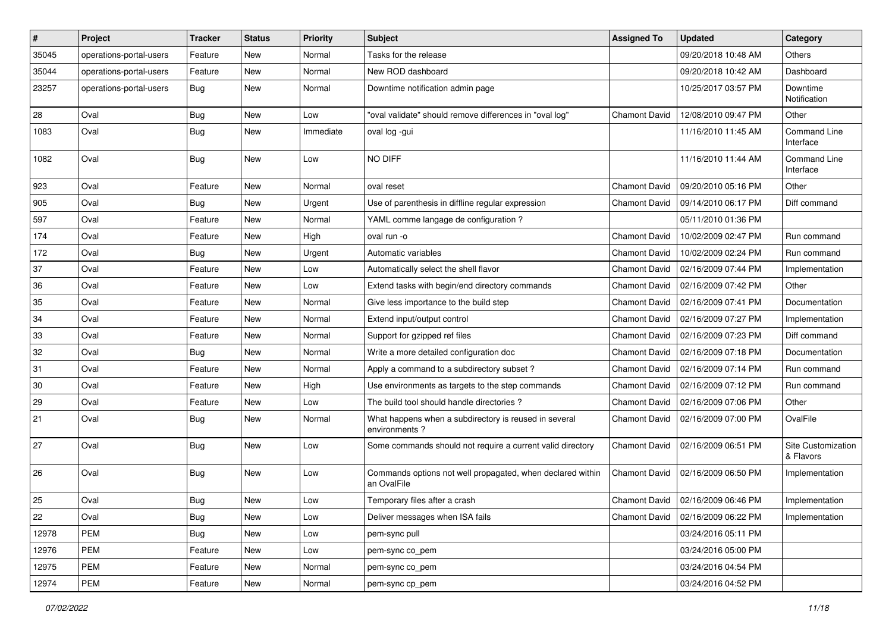| # | Project | Tracker | Status | Priority | Subject | Assigned To | Updated | Category |
|---|---|---|---|---|---|---|---|---|
| 35045 | operations-portal-users | Feature | New | Normal | Tasks for the release | | 09/20/2018 10:48 AM | Others |
| 35044 | operations-portal-users | Feature | New | Normal | New ROD dashboard | | 09/20/2018 10:42 AM | Dashboard |
| 23257 | operations-portal-users | Bug | New | Normal | Downtime notification admin page | | 10/25/2017 03:57 PM | Downtime Notification |
| 28 | Oval | Bug | New | Low | "oval validate" should remove differences in "oval log" | Chamont David | 12/08/2010 09:47 PM | Other |
| 1083 | Oval | Bug | New | Immediate | oval log -gui | | 11/16/2010 11:45 AM | Command Line Interface |
| 1082 | Oval | Bug | New | Low | NO DIFF | | 11/16/2010 11:44 AM | Command Line Interface |
| 923 | Oval | Feature | New | Normal | oval reset | Chamont David | 09/20/2010 05:16 PM | Other |
| 905 | Oval | Bug | New | Urgent | Use of parenthesis in diffline regular expression | Chamont David | 09/14/2010 06:17 PM | Diff command |
| 597 | Oval | Feature | New | Normal | YAML comme langage de configuration ? | | 05/11/2010 01:36 PM | |
| 174 | Oval | Feature | New | High | oval run -o | Chamont David | 10/02/2009 02:47 PM | Run command |
| 172 | Oval | Bug | New | Urgent | Automatic variables | Chamont David | 10/02/2009 02:24 PM | Run command |
| 37 | Oval | Feature | New | Low | Automatically select the shell flavor | Chamont David | 02/16/2009 07:44 PM | Implementation |
| 36 | Oval | Feature | New | Low | Extend tasks with begin/end directory commands | Chamont David | 02/16/2009 07:42 PM | Other |
| 35 | Oval | Feature | New | Normal | Give less importance to the build step | Chamont David | 02/16/2009 07:41 PM | Documentation |
| 34 | Oval | Feature | New | Normal | Extend input/output control | Chamont David | 02/16/2009 07:27 PM | Implementation |
| 33 | Oval | Feature | New | Normal | Support for gzipped ref files | Chamont David | 02/16/2009 07:23 PM | Diff command |
| 32 | Oval | Bug | New | Normal | Write a more detailed configuration doc | Chamont David | 02/16/2009 07:18 PM | Documentation |
| 31 | Oval | Feature | New | Normal | Apply a command to a subdirectory subset ? | Chamont David | 02/16/2009 07:14 PM | Run command |
| 30 | Oval | Feature | New | High | Use environments as targets to the step commands | Chamont David | 02/16/2009 07:12 PM | Run command |
| 29 | Oval | Feature | New | Low | The build tool should handle directories ? | Chamont David | 02/16/2009 07:06 PM | Other |
| 21 | Oval | Bug | New | Normal | What happens when a subdirectory is reused in several environments ? | Chamont David | 02/16/2009 07:00 PM | OvalFile |
| 27 | Oval | Bug | New | Low | Some commands should not require a current valid directory | Chamont David | 02/16/2009 06:51 PM | Site Customization & Flavors |
| 26 | Oval | Bug | New | Low | Commands options not well propagated, when declared within an OvalFile | Chamont David | 02/16/2009 06:50 PM | Implementation |
| 25 | Oval | Bug | New | Low | Temporary files after a crash | Chamont David | 02/16/2009 06:46 PM | Implementation |
| 22 | Oval | Bug | New | Low | Deliver messages when ISA fails | Chamont David | 02/16/2009 06:22 PM | Implementation |
| 12978 | PEM | Bug | New | Low | pem-sync pull | | 03/24/2016 05:11 PM | |
| 12976 | PEM | Feature | New | Low | pem-sync co_pem | | 03/24/2016 05:00 PM | |
| 12975 | PEM | Feature | New | Normal | pem-sync co_pem | | 03/24/2016 04:54 PM | |
| 12974 | PEM | Feature | New | Normal | pem-sync cp_pem | | 03/24/2016 04:52 PM | |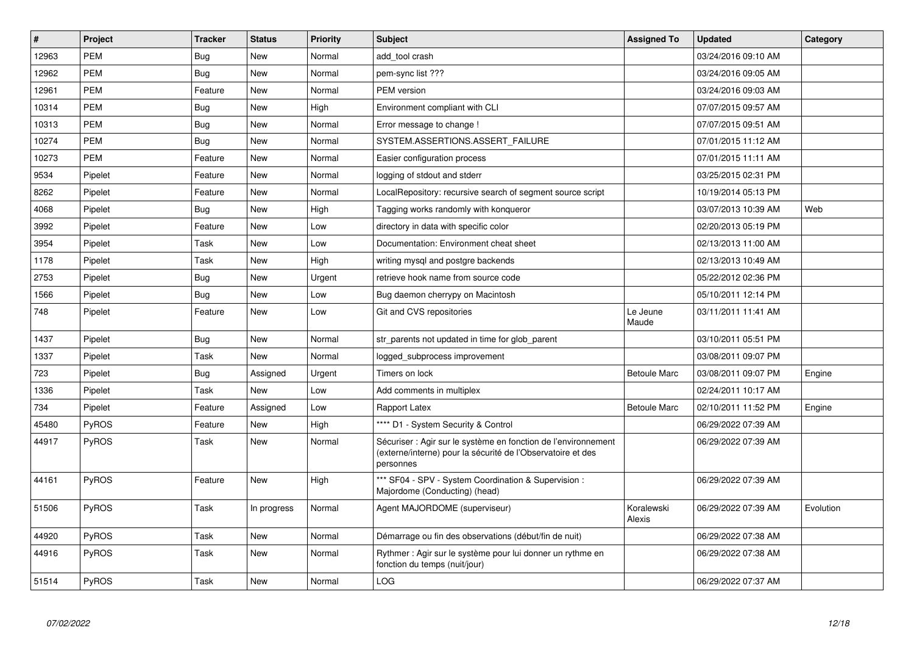| # | Project | Tracker | Status | Priority | Subject | Assigned To | Updated | Category |
|---|---|---|---|---|---|---|---|---|
| 12963 | PEM | Bug | New | Normal | add_tool crash | | 03/24/2016 09:10 AM | |
| 12962 | PEM | Bug | New | Normal | pem-sync list ??? | | 03/24/2016 09:05 AM | |
| 12961 | PEM | Feature | New | Normal | PEM version | | 03/24/2016 09:03 AM | |
| 10314 | PEM | Bug | New | High | Environment compliant with CLI | | 07/07/2015 09:57 AM | |
| 10313 | PEM | Bug | New | Normal | Error message to change ! | | 07/07/2015 09:51 AM | |
| 10274 | PEM | Bug | New | Normal | SYSTEM.ASSERTIONS.ASSERT_FAILURE | | 07/01/2015 11:12 AM | |
| 10273 | PEM | Feature | New | Normal | Easier configuration process | | 07/01/2015 11:11 AM | |
| 9534 | Pipelet | Feature | New | Normal | logging of stdout and stderr | | 03/25/2015 02:31 PM | |
| 8262 | Pipelet | Feature | New | Normal | LocalRepository: recursive search of segment source script | | 10/19/2014 05:13 PM | |
| 4068 | Pipelet | Bug | New | High | Tagging works randomly with konqueror | | 03/07/2013 10:39 AM | Web |
| 3992 | Pipelet | Feature | New | Low | directory in data with specific color | | 02/20/2013 05:19 PM | |
| 3954 | Pipelet | Task | New | Low | Documentation: Environment cheat sheet | | 02/13/2013 11:00 AM | |
| 1178 | Pipelet | Task | New | High | writing mysql and postgre backends | | 02/13/2013 10:49 AM | |
| 2753 | Pipelet | Bug | New | Urgent | retrieve hook name from source code | | 05/22/2012 02:36 PM | |
| 1566 | Pipelet | Bug | New | Low | Bug daemon cherrypy on Macintosh | | 05/10/2011 12:14 PM | |
| 748 | Pipelet | Feature | New | Low | Git and CVS repositories | Le Jeune Maude | 03/11/2011 11:41 AM | |
| 1437 | Pipelet | Bug | New | Normal | str_parents not updated in time for glob_parent | | 03/10/2011 05:51 PM | |
| 1337 | Pipelet | Task | New | Normal | logged_subprocess improvement | | 03/08/2011 09:07 PM | |
| 723 | Pipelet | Bug | Assigned | Urgent | Timers on lock | Betoule Marc | 03/08/2011 09:07 PM | Engine |
| 1336 | Pipelet | Task | New | Low | Add comments in multiplex | | 02/24/2011 10:17 AM | |
| 734 | Pipelet | Feature | Assigned | Low | Rapport Latex | Betoule Marc | 02/10/2011 11:52 PM | Engine |
| 45480 | PyROS | Feature | New | High | **** D1 - System Security & Control | | 06/29/2022 07:39 AM | |
| 44917 | PyROS | Task | New | Normal | Sécuriser : Agir sur le système en fonction de l'environnement (externe/interne) pour la sécurité de l'Observatoire et des personnes | | 06/29/2022 07:39 AM | |
| 44161 | PyROS | Feature | New | High | *** SF04 - SPV - System Coordination & Supervision : Majordome (Conducting) (head) | | 06/29/2022 07:39 AM | |
| 51506 | PyROS | Task | In progress | Normal | Agent MAJORDOME (superviseur) | Koralewski Alexis | 06/29/2022 07:39 AM | Evolution |
| 44920 | PyROS | Task | New | Normal | Démarrage ou fin des observations (début/fin de nuit) | | 06/29/2022 07:38 AM | |
| 44916 | PyROS | Task | New | Normal | Rythmer : Agir sur le système pour lui donner un rythme en fonction du temps (nuit/jour) | | 06/29/2022 07:38 AM | |
| 51514 | PyROS | Task | New | Normal | LOG | | 06/29/2022 07:37 AM | |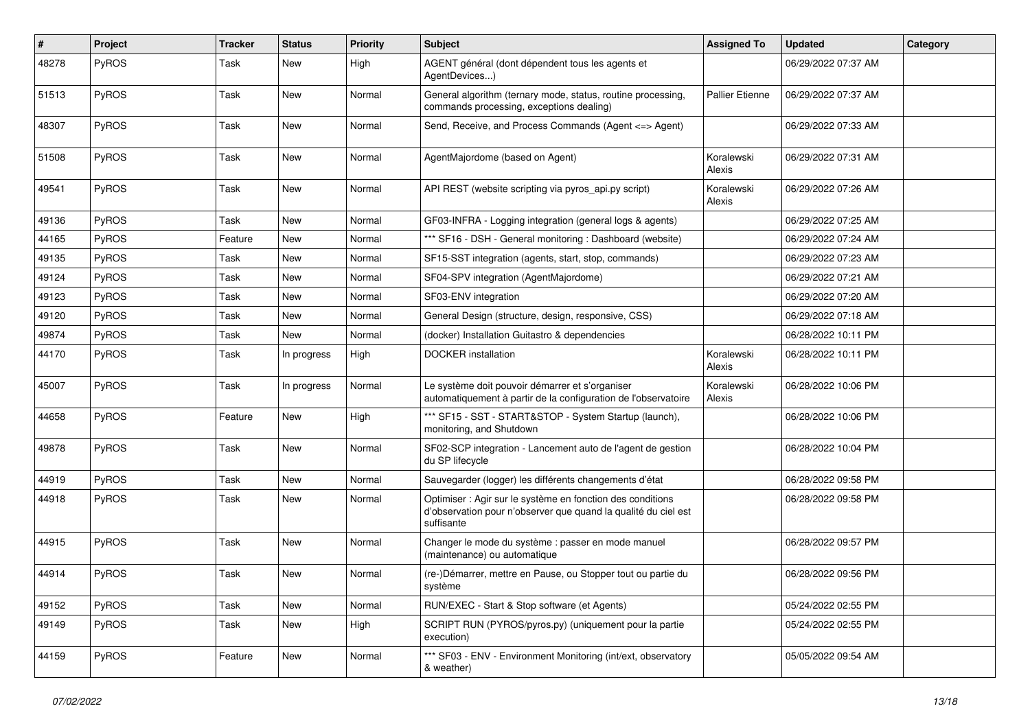| # | Project | Tracker | Status | Priority | Subject | Assigned To | Updated | Category |
|---|---|---|---|---|---|---|---|---|
| 48278 | PyROS | Task | New | High | AGENT général (dont dépendent tous les agents et AgentDevices...) | | 06/29/2022 07:37 AM | |
| 51513 | PyROS | Task | New | Normal | General algorithm (ternary mode, status, routine processing, commands processing, exceptions dealing) | Pallier Etienne | 06/29/2022 07:37 AM | |
| 48307 | PyROS | Task | New | Normal | Send, Receive, and Process Commands (Agent <=> Agent) | | 06/29/2022 07:33 AM | |
| 51508 | PyROS | Task | New | Normal | AgentMajordome (based on Agent) | Koralewski Alexis | 06/29/2022 07:31 AM | |
| 49541 | PyROS | Task | New | Normal | API REST (website scripting via pyros_api.py script) | Koralewski Alexis | 06/29/2022 07:26 AM | |
| 49136 | PyROS | Task | New | Normal | GF03-INFRA - Logging integration (general logs & agents) | | 06/29/2022 07:25 AM | |
| 44165 | PyROS | Feature | New | Normal | *** SF16 - DSH - General monitoring : Dashboard (website) | | 06/29/2022 07:24 AM | |
| 49135 | PyROS | Task | New | Normal | SF15-SST integration (agents, start, stop, commands) | | 06/29/2022 07:23 AM | |
| 49124 | PyROS | Task | New | Normal | SF04-SPV integration (AgentMajordome) | | 06/29/2022 07:21 AM | |
| 49123 | PyROS | Task | New | Normal | SF03-ENV integration | | 06/29/2022 07:20 AM | |
| 49120 | PyROS | Task | New | Normal | General Design (structure, design, responsive, CSS) | | 06/29/2022 07:18 AM | |
| 49874 | PyROS | Task | New | Normal | (docker) Installation Guitastro & dependencies | | 06/28/2022 10:11 PM | |
| 44170 | PyROS | Task | In progress | High | DOCKER installation | Koralewski Alexis | 06/28/2022 10:11 PM | |
| 45007 | PyROS | Task | In progress | Normal | Le système doit pouvoir démarrer et s'organiser automatiquement à partir de la configuration de l'observatoire | Koralewski Alexis | 06/28/2022 10:06 PM | |
| 44658 | PyROS | Feature | New | High | *** SF15 - SST - START&STOP - System Startup (launch), monitoring, and Shutdown | | 06/28/2022 10:06 PM | |
| 49878 | PyROS | Task | New | Normal | SF02-SCP integration - Lancement auto de l'agent de gestion du SP lifecycle | | 06/28/2022 10:04 PM | |
| 44919 | PyROS | Task | New | Normal | Sauvegarder (logger) les différents changements d'état | | 06/28/2022 09:58 PM | |
| 44918 | PyROS | Task | New | Normal | Optimiser : Agir sur le système en fonction des conditions d'observation pour n'observer que quand la qualité du ciel est suffisante | | 06/28/2022 09:58 PM | |
| 44915 | PyROS | Task | New | Normal | Changer le mode du système : passer en mode manuel (maintenance) ou automatique | | 06/28/2022 09:57 PM | |
| 44914 | PyROS | Task | New | Normal | (re-)Démarrer, mettre en Pause, ou Stopper tout ou partie du système | | 06/28/2022 09:56 PM | |
| 49152 | PyROS | Task | New | Normal | RUN/EXEC - Start & Stop software (et Agents) | | 05/24/2022 02:55 PM | |
| 49149 | PyROS | Task | New | High | SCRIPT RUN (PYROS/pyros.py) (uniquement pour la partie execution) | | 05/24/2022 02:55 PM | |
| 44159 | PyROS | Feature | New | Normal | *** SF03 - ENV - Environment Monitoring (int/ext, observatory & weather) | | 05/05/2022 09:54 AM | |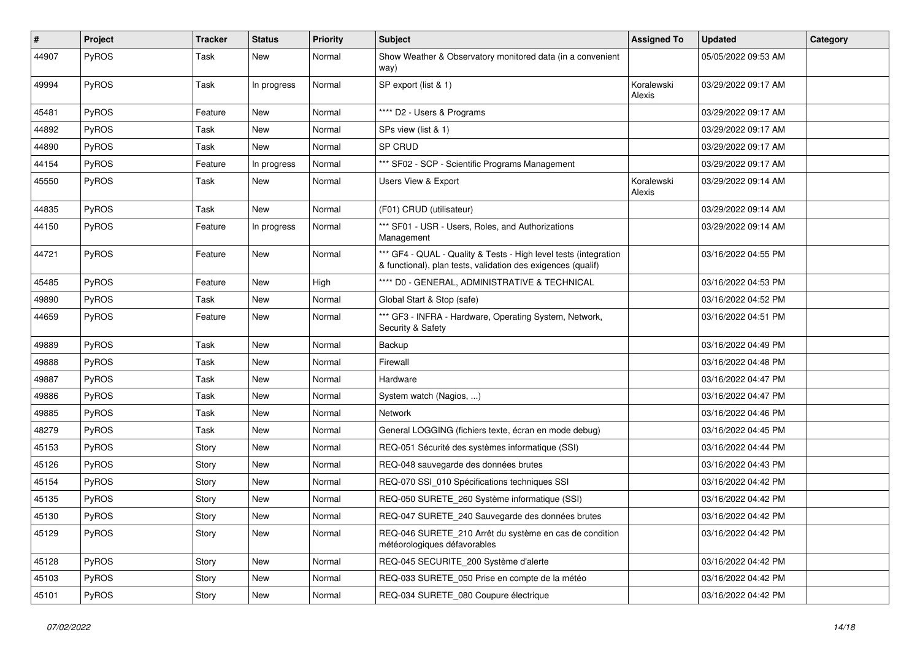| # | Project | Tracker | Status | Priority | Subject | Assigned To | Updated | Category |
|---|---|---|---|---|---|---|---|---|
| 44907 | PyROS | Task | New | Normal | Show Weather & Observatory monitored data (in a convenient way) | | 05/05/2022 09:53 AM | |
| 49994 | PyROS | Task | In progress | Normal | SP export (list & 1) | Koralewski Alexis | 03/29/2022 09:17 AM | |
| 45481 | PyROS | Feature | New | Normal | **** D2 - Users & Programs | | 03/29/2022 09:17 AM | |
| 44892 | PyROS | Task | New | Normal | SPs view (list & 1) | | 03/29/2022 09:17 AM | |
| 44890 | PyROS | Task | New | Normal | SP CRUD | | 03/29/2022 09:17 AM | |
| 44154 | PyROS | Feature | In progress | Normal | *** SF02 - SCP - Scientific Programs Management | | 03/29/2022 09:17 AM | |
| 45550 | PyROS | Task | New | Normal | Users View & Export | Koralewski Alexis | 03/29/2022 09:14 AM | |
| 44835 | PyROS | Task | New | Normal | (F01) CRUD (utilisateur) | | 03/29/2022 09:14 AM | |
| 44150 | PyROS | Feature | In progress | Normal | *** SF01 - USR - Users, Roles, and Authorizations Management | | 03/29/2022 09:14 AM | |
| 44721 | PyROS | Feature | New | Normal | *** GF4 - QUAL - Quality & Tests - High level tests (integration & functional), plan tests, validation des exigences (qualif) | | 03/16/2022 04:55 PM | |
| 45485 | PyROS | Feature | New | High | **** D0 - GENERAL, ADMINISTRATIVE & TECHNICAL | | 03/16/2022 04:53 PM | |
| 49890 | PyROS | Task | New | Normal | Global Start & Stop (safe) | | 03/16/2022 04:52 PM | |
| 44659 | PyROS | Feature | New | Normal | *** GF3 - INFRA - Hardware, Operating System, Network, Security & Safety | | 03/16/2022 04:51 PM | |
| 49889 | PyROS | Task | New | Normal | Backup | | 03/16/2022 04:49 PM | |
| 49888 | PyROS | Task | New | Normal | Firewall | | 03/16/2022 04:48 PM | |
| 49887 | PyROS | Task | New | Normal | Hardware | | 03/16/2022 04:47 PM | |
| 49886 | PyROS | Task | New | Normal | System watch (Nagios, ...) | | 03/16/2022 04:47 PM | |
| 49885 | PyROS | Task | New | Normal | Network | | 03/16/2022 04:46 PM | |
| 48279 | PyROS | Task | New | Normal | General LOGGING (fichiers texte, écran en mode debug) | | 03/16/2022 04:45 PM | |
| 45153 | PyROS | Story | New | Normal | REQ-051 Sécurité des systèmes informatique (SSI) | | 03/16/2022 04:44 PM | |
| 45126 | PyROS | Story | New | Normal | REQ-048 sauvegarde des données brutes | | 03/16/2022 04:43 PM | |
| 45154 | PyROS | Story | New | Normal | REQ-070 SSI_010 Spécifications techniques SSI | | 03/16/2022 04:42 PM | |
| 45135 | PyROS | Story | New | Normal | REQ-050 SURETE_260 Système informatique (SSI) | | 03/16/2022 04:42 PM | |
| 45130 | PyROS | Story | New | Normal | REQ-047 SURETE_240 Sauvegarde des données brutes | | 03/16/2022 04:42 PM | |
| 45129 | PyROS | Story | New | Normal | REQ-046 SURETE_210 Arrêt du système en cas de condition météorologiques défavorables | | 03/16/2022 04:42 PM | |
| 45128 | PyROS | Story | New | Normal | REQ-045 SECURITE_200 Système d'alerte | | 03/16/2022 04:42 PM | |
| 45103 | PyROS | Story | New | Normal | REQ-033 SURETE_050 Prise en compte de la météo | | 03/16/2022 04:42 PM | |
| 45101 | PyROS | Story | New | Normal | REQ-034 SURETE_080 Coupure électrique | | 03/16/2022 04:42 PM | |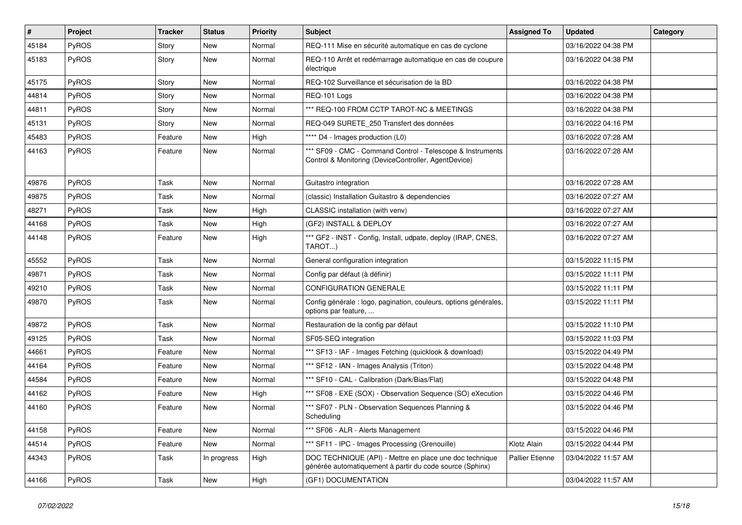| # | Project | Tracker | Status | Priority | Subject | Assigned To | Updated | Category |
|---|---|---|---|---|---|---|---|---|
| 45184 | PyROS | Story | New | Normal | REQ-111 Mise en sécurité automatique en cas de cyclone | | 03/16/2022 04:38 PM | |
| 45183 | PyROS | Story | New | Normal | REQ-110 Arrêt et redémarrage automatique en cas de coupure électrique | | 03/16/2022 04:38 PM | |
| 45175 | PyROS | Story | New | Normal | REQ-102 Surveillance et sécurisation de la BD | | 03/16/2022 04:38 PM | |
| 44814 | PyROS | Story | New | Normal | REQ-101 Logs | | 03/16/2022 04:38 PM | |
| 44811 | PyROS | Story | New | Normal | *** REQ-100 FROM CCTP TAROT-NC & MEETINGS | | 03/16/2022 04:38 PM | |
| 45131 | PyROS | Story | New | Normal | REQ-049 SURETE_250 Transfert des données | | 03/16/2022 04:16 PM | |
| 45483 | PyROS | Feature | New | High | **** D4 - Images production (L0) | | 03/16/2022 07:28 AM | |
| 44163 | PyROS | Feature | New | Normal | *** SF09 - CMC - Command Control - Telescope & Instruments Control & Monitoring (DeviceController, AgentDevice) | | 03/16/2022 07:28 AM | |
| 49876 | PyROS | Task | New | Normal | Guitastro integration | | 03/16/2022 07:28 AM | |
| 49875 | PyROS | Task | New | Normal | (classic) Installation Guitastro & dependencies | | 03/16/2022 07:27 AM | |
| 48271 | PyROS | Task | New | High | CLASSIC installation (with venv) | | 03/16/2022 07:27 AM | |
| 44168 | PyROS | Task | New | High | (GF2) INSTALL & DEPLOY | | 03/16/2022 07:27 AM | |
| 44148 | PyROS | Feature | New | High | *** GF2 - INST - Config, Install, udpate, deploy (IRAP, CNES, TAROT...) | | 03/16/2022 07:27 AM | |
| 45552 | PyROS | Task | New | Normal | General configuration integration | | 03/15/2022 11:15 PM | |
| 49871 | PyROS | Task | New | Normal | Config par défaut (à définir) | | 03/15/2022 11:11 PM | |
| 49210 | PyROS | Task | New | Normal | CONFIGURATION GENERALE | | 03/15/2022 11:11 PM | |
| 49870 | PyROS | Task | New | Normal | Config générale : logo, pagination, couleurs, options générales, options par feature, ... | | 03/15/2022 11:11 PM | |
| 49872 | PyROS | Task | New | Normal | Restauration de la config par défaut | | 03/15/2022 11:10 PM | |
| 49125 | PyROS | Task | New | Normal | SF05-SEQ integration | | 03/15/2022 11:03 PM | |
| 44661 | PyROS | Feature | New | Normal | *** SF13 - IAF - Images Fetching (quicklook & download) | | 03/15/2022 04:49 PM | |
| 44164 | PyROS | Feature | New | Normal | *** SF12 - IAN - Images Analysis (Triton) | | 03/15/2022 04:48 PM | |
| 44584 | PyROS | Feature | New | Normal | *** SF10 - CAL - Calibration (Dark/Bias/Flat) | | 03/15/2022 04:48 PM | |
| 44162 | PyROS | Feature | New | High | *** SF08 - EXE (SOX) - Observation Sequence (SO) eXecution | | 03/15/2022 04:46 PM | |
| 44160 | PyROS | Feature | New | Normal | *** SF07 - PLN - Observation Sequences Planning & Scheduling | | 03/15/2022 04:46 PM | |
| 44158 | PyROS | Feature | New | Normal | *** SF06 - ALR - Alerts Management | | 03/15/2022 04:46 PM | |
| 44514 | PyROS | Feature | New | Normal | *** SF11 - IPC - Images Processing (Grenouille) | Klotz Alain | 03/15/2022 04:44 PM | |
| 44343 | PyROS | Task | In progress | High | DOC TECHNIQUE (API) - Mettre en place une doc technique générée automatiquement à partir du code source (Sphinx) | Pallier Etienne | 03/04/2022 11:57 AM | |
| 44166 | PyROS | Task | New | High | (GF1) DOCUMENTATION | | 03/04/2022 11:57 AM | |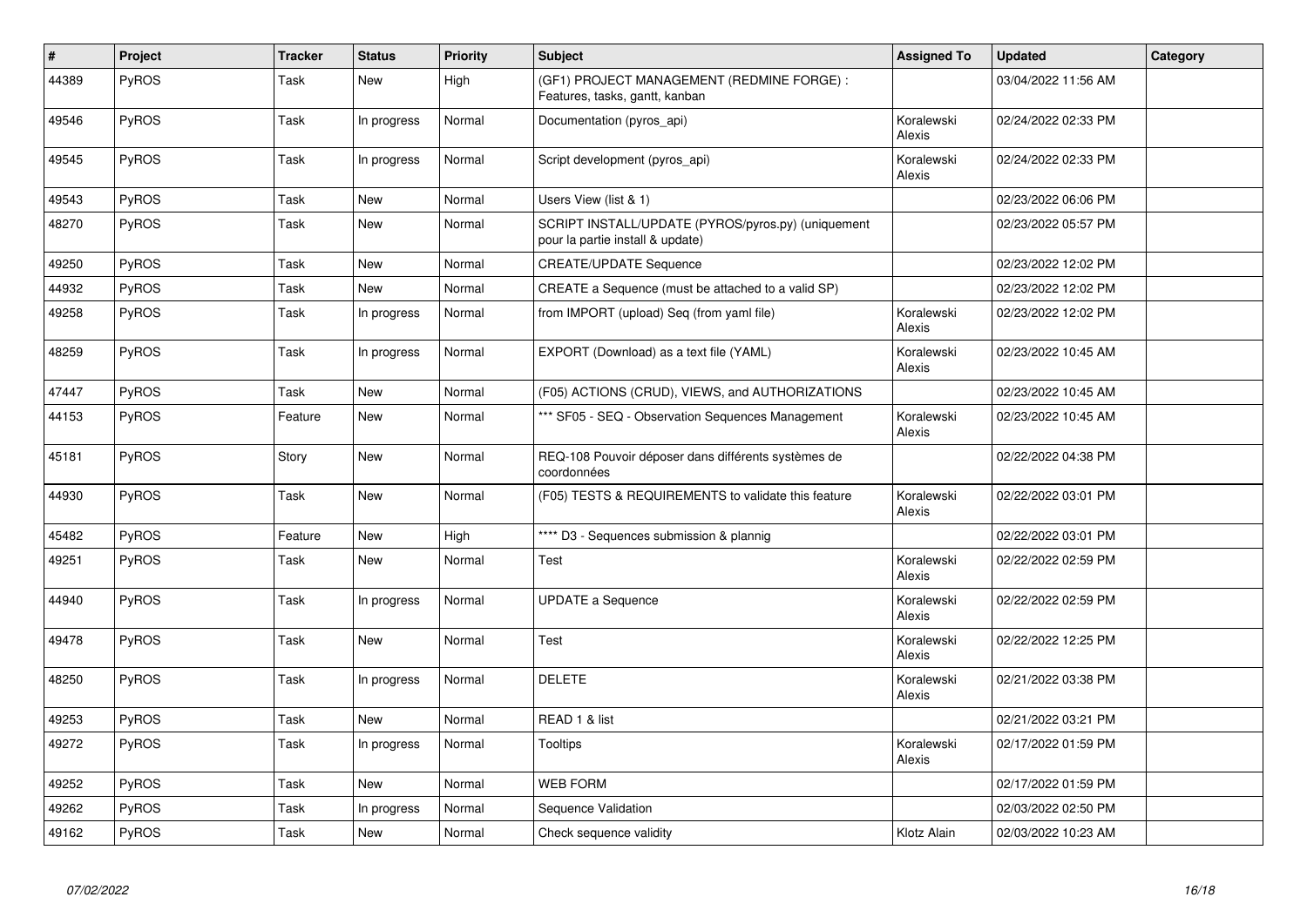| # | Project | Tracker | Status | Priority | Subject | Assigned To | Updated | Category |
|---|---|---|---|---|---|---|---|---|
| 44389 | PyROS | Task | New | High | (GF1) PROJECT MANAGEMENT (REDMINE FORGE) : Features, tasks, gantt, kanban | | 03/04/2022 11:56 AM | |
| 49546 | PyROS | Task | In progress | Normal | Documentation (pyros_api) | Koralewski Alexis | 02/24/2022 02:33 PM | |
| 49545 | PyROS | Task | In progress | Normal | Script development (pyros_api) | Koralewski Alexis | 02/24/2022 02:33 PM | |
| 49543 | PyROS | Task | New | Normal | Users View (list & 1) | | 02/23/2022 06:06 PM | |
| 48270 | PyROS | Task | New | Normal | SCRIPT INSTALL/UPDATE (PYROS/pyros.py) (uniquement pour la partie install & update) | | 02/23/2022 05:57 PM | |
| 49250 | PyROS | Task | New | Normal | CREATE/UPDATE Sequence | | 02/23/2022 12:02 PM | |
| 44932 | PyROS | Task | New | Normal | CREATE a Sequence (must be attached to a valid SP) | | 02/23/2022 12:02 PM | |
| 49258 | PyROS | Task | In progress | Normal | from IMPORT (upload) Seq (from yaml file) | Koralewski Alexis | 02/23/2022 12:02 PM | |
| 48259 | PyROS | Task | In progress | Normal | EXPORT (Download) as a text file (YAML) | Koralewski Alexis | 02/23/2022 10:45 AM | |
| 47447 | PyROS | Task | New | Normal | (F05) ACTIONS (CRUD), VIEWS, and AUTHORIZATIONS | | 02/23/2022 10:45 AM | |
| 44153 | PyROS | Feature | New | Normal | *** SF05 - SEQ - Observation Sequences Management | Koralewski Alexis | 02/23/2022 10:45 AM | |
| 45181 | PyROS | Story | New | Normal | REQ-108 Pouvoir déposer dans différents systèmes de coordonnées | | 02/22/2022 04:38 PM | |
| 44930 | PyROS | Task | New | Normal | (F05) TESTS & REQUIREMENTS to validate this feature | Koralewski Alexis | 02/22/2022 03:01 PM | |
| 45482 | PyROS | Feature | New | High | **** D3 - Sequences submission & plannig | | 02/22/2022 03:01 PM | |
| 49251 | PyROS | Task | New | Normal | Test | Koralewski Alexis | 02/22/2022 02:59 PM | |
| 44940 | PyROS | Task | In progress | Normal | UPDATE a Sequence | Koralewski Alexis | 02/22/2022 02:59 PM | |
| 49478 | PyROS | Task | New | Normal | Test | Koralewski Alexis | 02/22/2022 12:25 PM | |
| 48250 | PyROS | Task | In progress | Normal | DELETE | Koralewski Alexis | 02/21/2022 03:38 PM | |
| 49253 | PyROS | Task | New | Normal | READ 1 & list | | 02/21/2022 03:21 PM | |
| 49272 | PyROS | Task | In progress | Normal | Tooltips | Koralewski Alexis | 02/17/2022 01:59 PM | |
| 49252 | PyROS | Task | New | Normal | WEB FORM | | 02/17/2022 01:59 PM | |
| 49262 | PyROS | Task | In progress | Normal | Sequence Validation | | 02/03/2022 02:50 PM | |
| 49162 | PyROS | Task | New | Normal | Check sequence validity | Klotz Alain | 02/03/2022 10:23 AM | |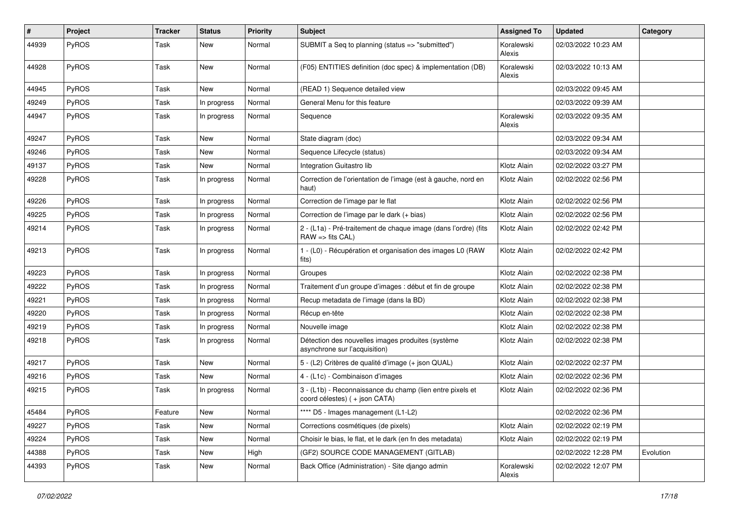| # | Project | Tracker | Status | Priority | Subject | Assigned To | Updated | Category |
|---|---|---|---|---|---|---|---|---|
| 44939 | PyROS | Task | New | Normal | SUBMIT a Seq to planning (status => "submitted") | Koralewski Alexis | 02/03/2022 10:23 AM | |
| 44928 | PyROS | Task | New | Normal | (F05) ENTITIES definition (doc spec) & implementation (DB) | Koralewski Alexis | 02/03/2022 10:13 AM | |
| 44945 | PyROS | Task | New | Normal | (READ 1) Sequence detailed view | | 02/03/2022 09:45 AM | |
| 49249 | PyROS | Task | In progress | Normal | General Menu for this feature | | 02/03/2022 09:39 AM | |
| 44947 | PyROS | Task | In progress | Normal | Sequence | Koralewski Alexis | 02/03/2022 09:35 AM | |
| 49247 | PyROS | Task | New | Normal | State diagram (doc) | | 02/03/2022 09:34 AM | |
| 49246 | PyROS | Task | New | Normal | Sequence Lifecycle (status) | | 02/03/2022 09:34 AM | |
| 49137 | PyROS | Task | New | Normal | Integration Guitastro lib | Klotz Alain | 02/02/2022 03:27 PM | |
| 49228 | PyROS | Task | In progress | Normal | Correction de l'orientation de l'image (est à gauche, nord en haut) | Klotz Alain | 02/02/2022 02:56 PM | |
| 49226 | PyROS | Task | In progress | Normal | Correction de l'image par le flat | Klotz Alain | 02/02/2022 02:56 PM | |
| 49225 | PyROS | Task | In progress | Normal | Correction de l'image par le dark (+ bias) | Klotz Alain | 02/02/2022 02:56 PM | |
| 49214 | PyROS | Task | In progress | Normal | 2 - (L1a) - Pré-traitement de chaque image (dans l'ordre) (fits RAW => fits CAL) | Klotz Alain | 02/02/2022 02:42 PM | |
| 49213 | PyROS | Task | In progress | Normal | 1 - (L0) - Récupération et organisation des images L0 (RAW fits) | Klotz Alain | 02/02/2022 02:42 PM | |
| 49223 | PyROS | Task | In progress | Normal | Groupes | Klotz Alain | 02/02/2022 02:38 PM | |
| 49222 | PyROS | Task | In progress | Normal | Traitement d'un groupe d'images : début et fin de groupe | Klotz Alain | 02/02/2022 02:38 PM | |
| 49221 | PyROS | Task | In progress | Normal | Recup metadata de l'image (dans la BD) | Klotz Alain | 02/02/2022 02:38 PM | |
| 49220 | PyROS | Task | In progress | Normal | Récup en-tête | Klotz Alain | 02/02/2022 02:38 PM | |
| 49219 | PyROS | Task | In progress | Normal | Nouvelle image | Klotz Alain | 02/02/2022 02:38 PM | |
| 49218 | PyROS | Task | In progress | Normal | Détection des nouvelles images produites (système asynchrone sur l'acquisition) | Klotz Alain | 02/02/2022 02:38 PM | |
| 49217 | PyROS | Task | New | Normal | 5 - (L2) Critères de qualité d'image (+ json QUAL) | Klotz Alain | 02/02/2022 02:37 PM | |
| 49216 | PyROS | Task | New | Normal | 4 - (L1c) - Combinaison d'images | Klotz Alain | 02/02/2022 02:36 PM | |
| 49215 | PyROS | Task | In progress | Normal | 3 - (L1b) - Reconnaissance du champ (lien entre pixels et coord célestes) ( + json CATA) | Klotz Alain | 02/02/2022 02:36 PM | |
| 45484 | PyROS | Feature | New | Normal | **** D5 - Images management (L1-L2) | | 02/02/2022 02:36 PM | |
| 49227 | PyROS | Task | New | Normal | Corrections cosmétiques (de pixels) | Klotz Alain | 02/02/2022 02:19 PM | |
| 49224 | PyROS | Task | New | Normal | Choisir le bias, le flat, et le dark (en fn des metadata) | Klotz Alain | 02/02/2022 02:19 PM | |
| 44388 | PyROS | Task | New | High | (GF2) SOURCE CODE MANAGEMENT (GITLAB) | | 02/02/2022 12:28 PM | Evolution |
| 44393 | PyROS | Task | New | Normal | Back Office (Administration) - Site django admin | Koralewski Alexis | 02/02/2022 12:07 PM | |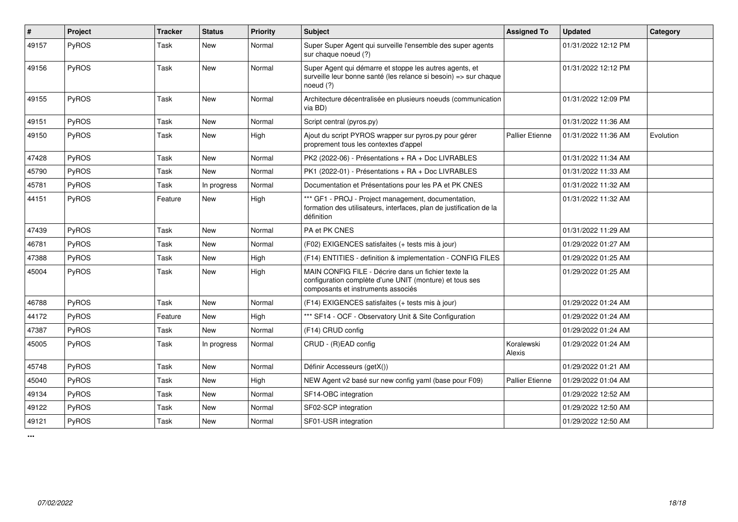| # | Project | Tracker | Status | Priority | Subject | Assigned To | Updated | Category |
|---|---|---|---|---|---|---|---|---|
| 49157 | PyROS | Task | New | Normal | Super Super Agent qui surveille l'ensemble des super agents sur chaque noeud (?) | | 01/31/2022 12:12 PM | |
| 49156 | PyROS | Task | New | Normal | Super Agent qui démarre et stoppe les autres agents, et surveille leur bonne santé (les relance si besoin) => sur chaque noeud (?) | | 01/31/2022 12:12 PM | |
| 49155 | PyROS | Task | New | Normal | Architecture décentralisée en plusieurs noeuds (communication via BD) | | 01/31/2022 12:09 PM | |
| 49151 | PyROS | Task | New | Normal | Script central (pyros.py) | | 01/31/2022 11:36 AM | |
| 49150 | PyROS | Task | New | High | Ajout du script PYROS wrapper sur pyros.py pour gérer proprement tous les contextes d'appel | Pallier Etienne | 01/31/2022 11:36 AM | Evolution |
| 47428 | PyROS | Task | New | Normal | PK2 (2022-06) - Présentations + RA + Doc LIVRABLES | | 01/31/2022 11:34 AM | |
| 45790 | PyROS | Task | New | Normal | PK1 (2022-01) - Présentations + RA + Doc LIVRABLES | | 01/31/2022 11:33 AM | |
| 45781 | PyROS | Task | In progress | Normal | Documentation et Présentations pour les PA et PK CNES | | 01/31/2022 11:32 AM | |
| 44151 | PyROS | Feature | New | High | *** GF1 - PROJ - Project management, documentation, formation des utilisateurs, interfaces, plan de justification de la définition | | 01/31/2022 11:32 AM | |
| 47439 | PyROS | Task | New | Normal | PA et PK CNES | | 01/31/2022 11:29 AM | |
| 46781 | PyROS | Task | New | Normal | (F02) EXIGENCES satisfaites (+ tests mis à jour) | | 01/29/2022 01:27 AM | |
| 47388 | PyROS | Task | New | High | (F14) ENTITIES - definition & implementation - CONFIG FILES | | 01/29/2022 01:25 AM | |
| 45004 | PyROS | Task | New | High | MAIN CONFIG FILE - Décrire dans un fichier texte la configuration complète d'une UNIT (monture) et tous ses composants et instruments associés | | 01/29/2022 01:25 AM | |
| 46788 | PyROS | Task | New | Normal | (F14) EXIGENCES satisfaites (+ tests mis à jour) | | 01/29/2022 01:24 AM | |
| 44172 | PyROS | Feature | New | High | *** SF14 - OCF - Observatory Unit & Site Configuration | | 01/29/2022 01:24 AM | |
| 47387 | PyROS | Task | New | Normal | (F14) CRUD config | | 01/29/2022 01:24 AM | |
| 45005 | PyROS | Task | In progress | Normal | CRUD - (R)EAD config | Koralewski Alexis | 01/29/2022 01:24 AM | |
| 45748 | PyROS | Task | New | Normal | Définir Accesseurs (getX()) | | 01/29/2022 01:21 AM | |
| 45040 | PyROS | Task | New | High | NEW Agent v2 basé sur new config yaml (base pour F09) | Pallier Etienne | 01/29/2022 01:04 AM | |
| 49134 | PyROS | Task | New | Normal | SF14-OBC integration | | 01/29/2022 12:52 AM | |
| 49122 | PyROS | Task | New | Normal | SF02-SCP integration | | 01/29/2022 12:50 AM | |
| 49121 | PyROS | Task | New | Normal | SF01-USR integration | | 01/29/2022 12:50 AM | |

...